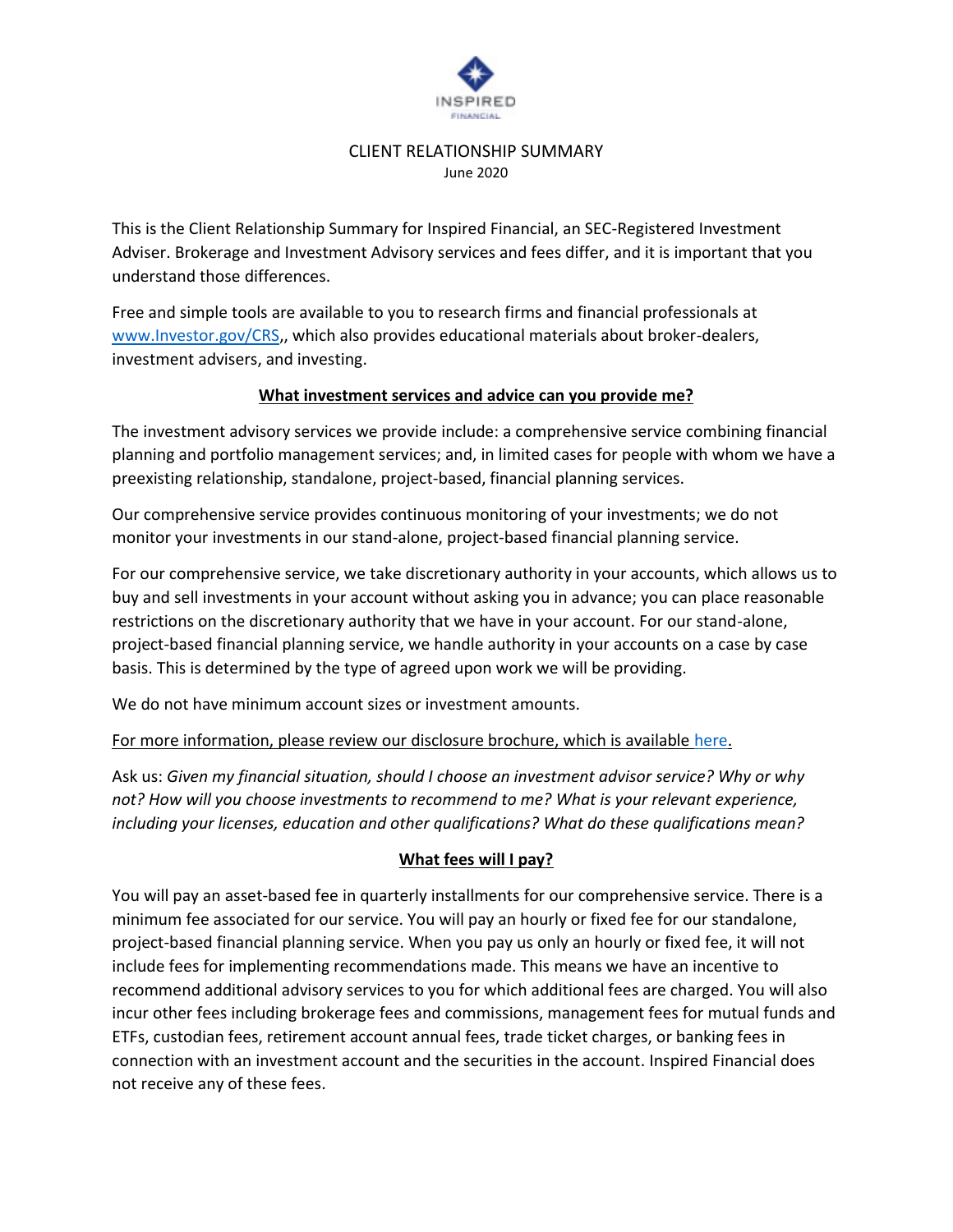INSPIRED FINANCIAL

# CLIENT RELATIONSHIP SUMMARY

June 2020

This is the Client Relationship Summary for Inspired Financial, an SEC-Registered Investment Adviser. Brokerage and Investment Advisory services and fees differ, and it is important that you understand those differences.

Free and simple tools are available to you to research firms and financial professionals at www.Investor.gov/CRS,, which also provides educational materials about broker-dealers, investment advisers, and investing.

## What investment services and advice can you provide me?

The investment advisory services we provide include: a comprehensive service combining financial planning and portfolio management services; and, in limited cases for people with whom we have a preexisting relationship, standalone, project-based, financial planning services.

Our comprehensive service provides continuous monitoring of your investments; we do not monitor your investments in our stand-alone, project-based financial planning service.

For our comprehensive service, we take discretionary authority in your accounts, which allows us to buy and sell investments in your account without asking you in advance; you can place reasonable restrictions on the discretionary authority that we have in your account. For our stand-alone, project-based financial planning service, we handle authority in your accounts on a case by case basis. This is determined by the type of agreed upon work we will be providing.

We do not have minimum account sizes or investment amounts.

For more information, please review our disclosure brochure, which is available here.

Ask us: *Given my financial situation, should I choose an investment advisor service? Why or why not? How will you choose investments to recommend to me? What is your relevant experience, including your licenses, education and other qualifications? What do these qualifications mean?*

## What fees will I pay?

You will pay an asset-based fee in quarterly installments for our comprehensive service. There is a minimum fee associated for our service. You will pay an hourly or fixed fee for our standalone, project-based financial planning service. When you pay us only an hourly or fixed fee, it will not include fees for implementing recommendations made. This means we have an incentive to recommend additional advisory services to you for which additional fees are charged. You will also incur other fees including brokerage fees and commissions, management fees for mutual funds and ETFs, custodian fees, retirement account annual fees, trade ticket charges, or banking fees in connection with an investment account and the securities in the account. Inspired Financial does not receive any of these fees.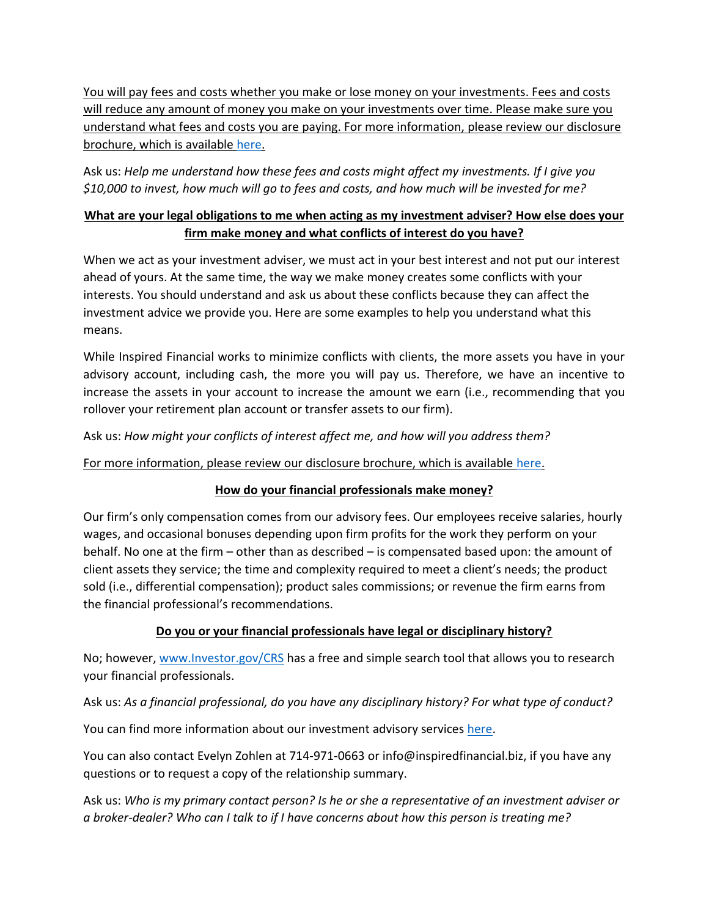You will pay fees and costs whether you make or lose money on your investments. Fees and costs will reduce any amount of money you make on your investments over time. Please make sure you understand what fees and costs you are paying. For more information, please review our disclosure brochure, which is available here.

Ask us: *Help me understand how these fees and costs might affect my investments. If I give you $10,000 to invest, how much will go to fees and costs, and how much will be invested for me?*

**What are your legal obligations to me when acting as my investment adviser? How else does your firm make money and what conflicts of interest do you have?**

When we act as your investment adviser, we must act in your best interest and not put our interest ahead of yours. At the same time, the way we make money creates some conflicts with your interests. You should understand and ask us about these conflicts because they can affect the investment advice we provide you. Here are some examples to help you understand what this means.

While Inspired Financial works to minimize conflicts with clients, the more assets you have in your advisory account, including cash, the more you will pay us. Therefore, we have an incentive to increase the assets in your account to increase the amount we earn (i.e., recommending that you rollover your retirement plan account or transfer assets to our firm).

Ask us: *How might your conflicts of interest affect me, and how will you address them?*

For more information, please review our disclosure brochure, which is available here.

**How do your financial professionals make money?**

Our firm's only compensation comes from our advisory fees. Our employees receive salaries, hourly wages, and occasional bonuses depending upon firm profits for the work they perform on your behalf. No one at the firm – other than as described – is compensated based upon: the amount of client assets they service; the time and complexity required to meet a client's needs; the product sold (i.e., differential compensation); product sales commissions; or revenue the firm earns from the financial professional's recommendations.

**Do you or your financial professionals have legal or disciplinary history?**

No; however, www.Investor.gov/CRS has a free and simple search tool that allows you to research your financial professionals.

Ask us: *As a financial professional, do you have any disciplinary history? For what type of conduct?*

You can find more information about our investment advisory services here.

You can also contact Evelyn Zohlen at 714-971-0663 or info@inspiredfinancial.biz, if you have any questions or to request a copy of the relationship summary.

Ask us: *Who is my primary contact person? Is he or she a representative of an investment adviser or a broker-dealer? Who can I talk to if I have concerns about how this person is treating me?*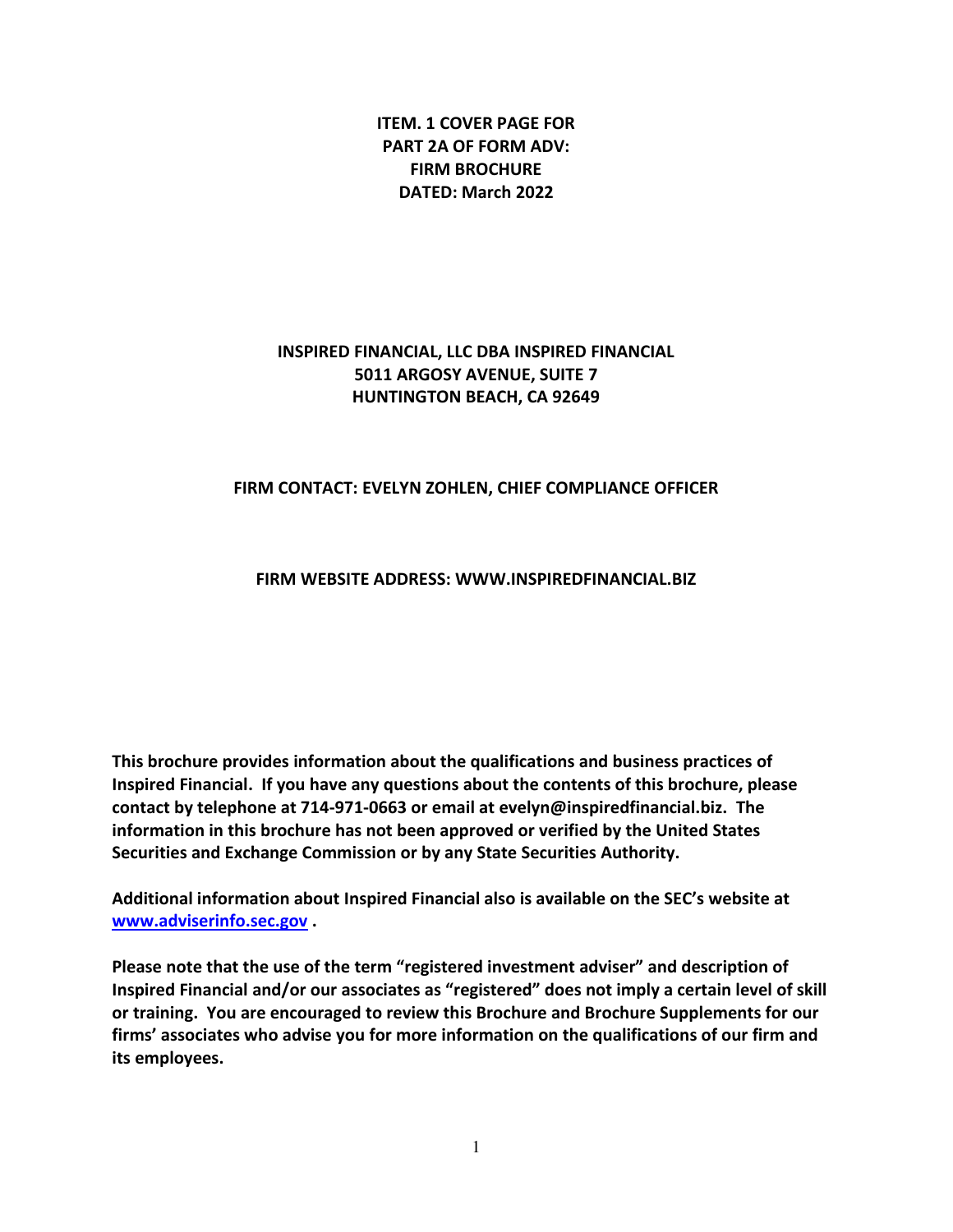**ITEM. 1 COVER PAGE FOR PART 2A OF FORM ADV: FIRM BROCHURE DATED: March 2022**

**INSPIRED FINANCIAL, LLC DBA INSPIRED FINANCIAL**
**5011 ARGOSY AVENUE, SUITE 7**
**HUNTINGTON BEACH, CA 92649**

**FIRM CONTACT: EVELYN ZOHLEN, CHIEF COMPLIANCE OFFICER**

**FIRM WEBSITE ADDRESS: WWW.INSPIREDFINANCIAL.BIZ**

**This brochure provides information about the qualifications and business practices of Inspired Financial. If you have any questions about the contents of this brochure, please contact by telephone at 714-971-0663 or email at evelyn@inspiredfinancial.biz. The information in this brochure has not been approved or verified by the United States Securities and Exchange Commission or by any State Securities Authority.**

**Additional information about Inspired Financial also is available on the SEC's website at [www.adviserinfo.sec.gov](http://www.adviserinfo.sec.gov) .**

**Please note that the use of the term "registered investment adviser" and description of Inspired Financial and/or our associates as "registered" does not imply a certain level of skill or training. You are encouraged to review this Brochure and Brochure Supplements for our firms' associates who advise you for more information on the qualifications of our firm and its employees.**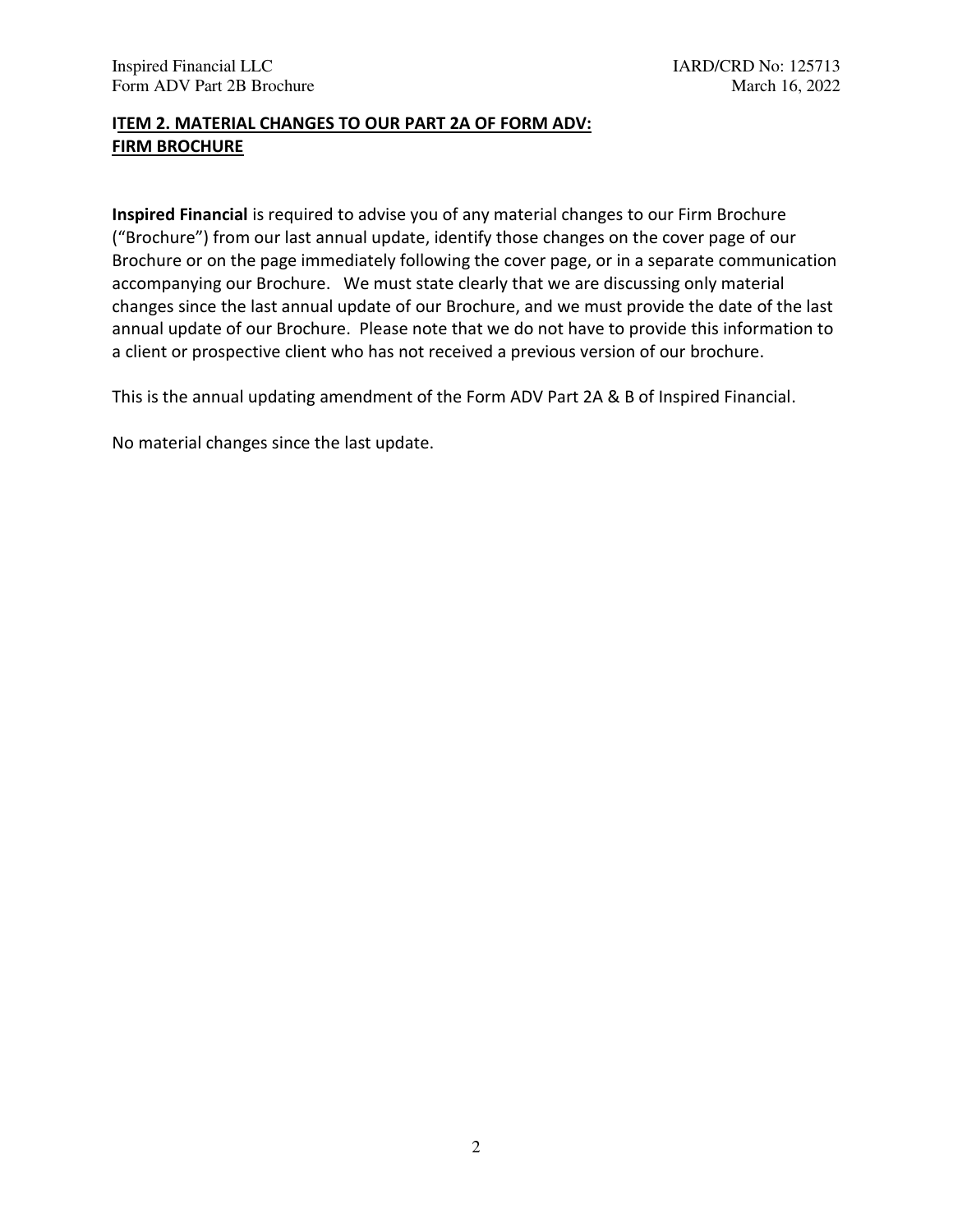## ITEM 2. MATERIAL CHANGES TO OUR PART 2A OF FORM ADV: FIRM BROCHURE

**Inspired Financial** is required to advise you of any material changes to our Firm Brochure ("Brochure") from our last annual update, identify those changes on the cover page of our Brochure or on the page immediately following the cover page, or in a separate communication accompanying our Brochure. We must state clearly that we are discussing only material changes since the last annual update of our Brochure, and we must provide the date of the last annual update of our Brochure. Please note that we do not have to provide this information to a client or prospective client who has not received a previous version of our brochure.

This is the annual updating amendment of the Form ADV Part 2A & B of Inspired Financial.

No material changes since the last update.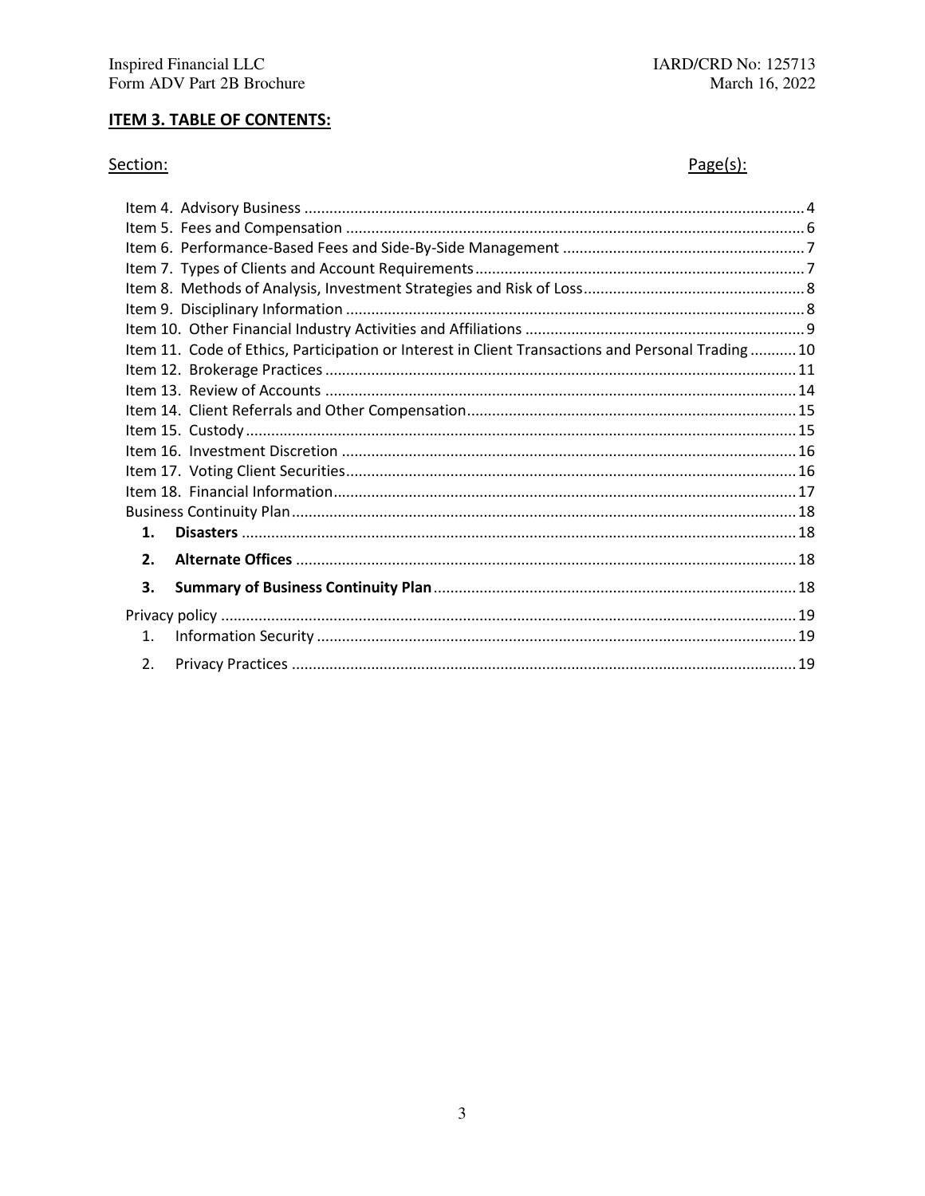## ITEM 3. TABLE OF CONTENTS:

| Section: | Page(s): |
|---|---|
| Item 4. Advisory Business | 4 |
| Item 5. Fees and Compensation | 6 |
| Item 6. Performance-Based Fees and Side-By-Side Management | 7 |
| Item 7. Types of Clients and Account Requirements | 7 |
| Item 8. Methods of Analysis, Investment Strategies and Risk of Loss | 8 |
| Item 9. Disciplinary Information | 8 |
| Item 10. Other Financial Industry Activities and Affiliations | 9 |
| Item 11. Code of Ethics, Participation or Interest in Client Transactions and Personal Trading | 10 |
| Item 12. Brokerage Practices | 11 |
| Item 13. Review of Accounts | 14 |
| Item 14. Client Referrals and Other Compensation | 15 |
| Item 15. Custody | 15 |
| Item 16. Investment Discretion | 16 |
| Item 17. Voting Client Securities | 16 |
| Item 18. Financial Information | 17 |
| Business Continuity Plan | 18 |
| **1. Disasters** | 18 |
| **2. Alternate Offices** | 18 |
| **3. Summary of Business Continuity Plan** | 18 |
| Privacy policy | 19 |
| 1. Information Security | 19 |
| 2. Privacy Practices | 19 |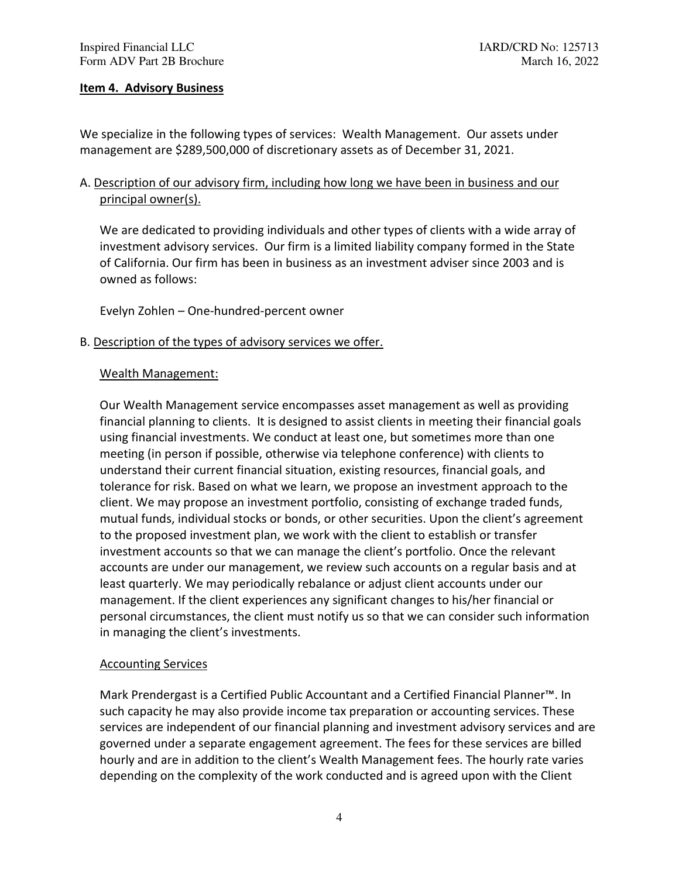## Item 4. Advisory Business

We specialize in the following types of services: Wealth Management. Our assets under management are $289,500,000 of discretionary assets as of December 31, 2021.

A. Description of our advisory firm, including how long we have been in business and our principal owner(s).

We are dedicated to providing individuals and other types of clients with a wide array of investment advisory services. Our firm is a limited liability company formed in the State of California. Our firm has been in business as an investment adviser since 2003 and is owned as follows:

Evelyn Zohlen – One-hundred-percent owner

B. Description of the types of advisory services we offer.

Wealth Management:

Our Wealth Management service encompasses asset management as well as providing financial planning to clients. It is designed to assist clients in meeting their financial goals using financial investments. We conduct at least one, but sometimes more than one meeting (in person if possible, otherwise via telephone conference) with clients to understand their current financial situation, existing resources, financial goals, and tolerance for risk. Based on what we learn, we propose an investment approach to the client. We may propose an investment portfolio, consisting of exchange traded funds, mutual funds, individual stocks or bonds, or other securities. Upon the client's agreement to the proposed investment plan, we work with the client to establish or transfer investment accounts so that we can manage the client's portfolio. Once the relevant accounts are under our management, we review such accounts on a regular basis and at least quarterly. We may periodically rebalance or adjust client accounts under our management. If the client experiences any significant changes to his/her financial or personal circumstances, the client must notify us so that we can consider such information in managing the client's investments.

Accounting Services

Mark Prendergast is a Certified Public Accountant and a Certified Financial Planner™. In such capacity he may also provide income tax preparation or accounting services. These services are independent of our financial planning and investment advisory services and are governed under a separate engagement agreement. The fees for these services are billed hourly and are in addition to the client's Wealth Management fees. The hourly rate varies depending on the complexity of the work conducted and is agreed upon with the Client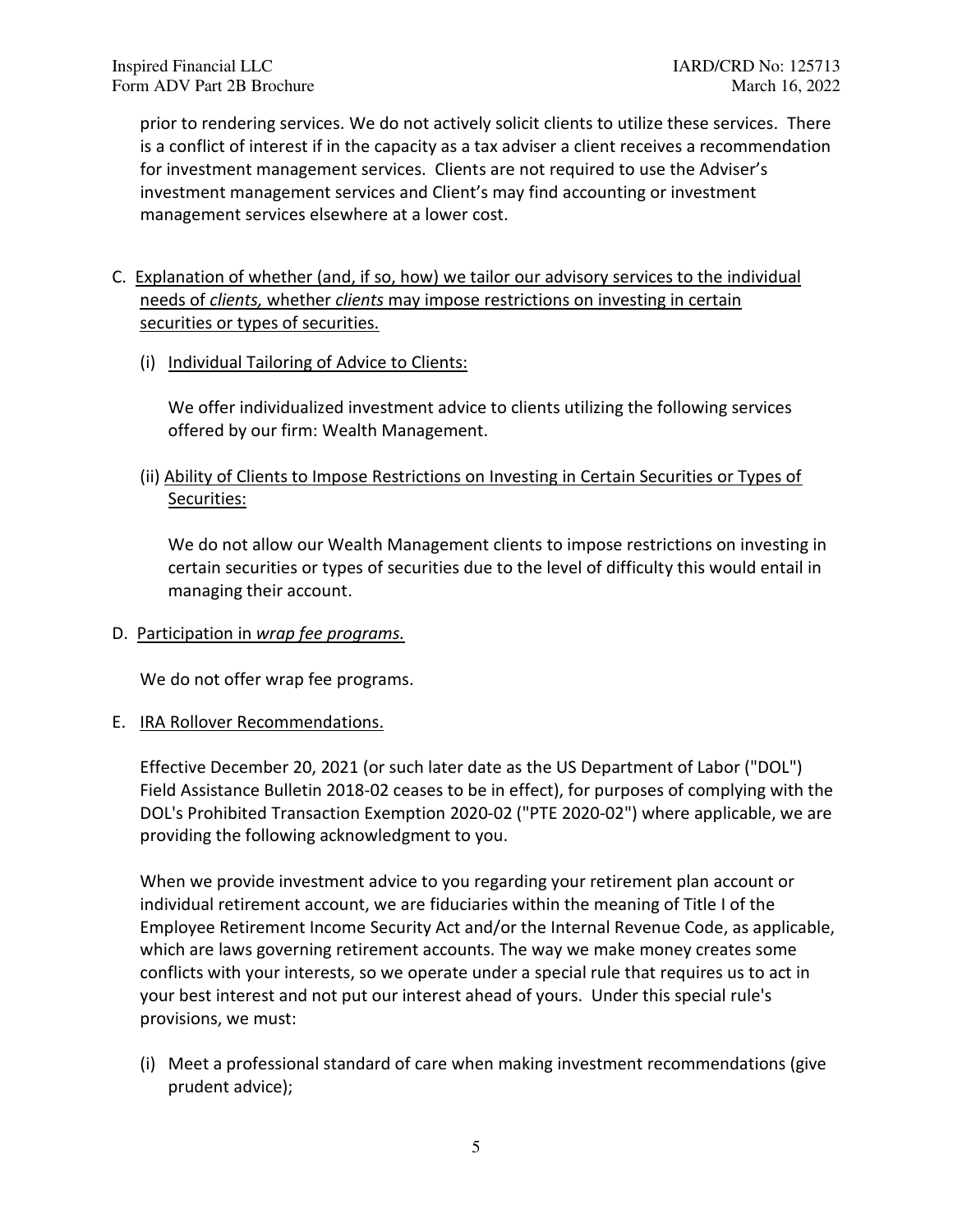prior to rendering services. We do not actively solicit clients to utilize these services. There is a conflict of interest if in the capacity as a tax adviser a client receives a recommendation for investment management services. Clients are not required to use the Adviser's investment management services and Client's may find accounting or investment management services elsewhere at a lower cost.

C. Explanation of whether (and, if so, how) we tailor our advisory services to the individual needs of *clients,* whether *clients* may impose restrictions on investing in certain securities or types of securities.

(i) Individual Tailoring of Advice to Clients:

We offer individualized investment advice to clients utilizing the following services offered by our firm: Wealth Management.

(ii) Ability of Clients to Impose Restrictions on Investing in Certain Securities or Types of Securities:

We do not allow our Wealth Management clients to impose restrictions on investing in certain securities or types of securities due to the level of difficulty this would entail in managing their account.

D. Participation in *wrap fee programs.*

We do not offer wrap fee programs.

E. IRA Rollover Recommendations.

Effective December 20, 2021 (or such later date as the US Department of Labor ("DOL") Field Assistance Bulletin 2018-02 ceases to be in effect), for purposes of complying with the DOL's Prohibited Transaction Exemption 2020-02 ("PTE 2020-02") where applicable, we are providing the following acknowledgment to you.

When we provide investment advice to you regarding your retirement plan account or individual retirement account, we are fiduciaries within the meaning of Title I of the Employee Retirement Income Security Act and/or the Internal Revenue Code, as applicable, which are laws governing retirement accounts. The way we make money creates some conflicts with your interests, so we operate under a special rule that requires us to act in your best interest and not put our interest ahead of yours. Under this special rule's provisions, we must:

(i) Meet a professional standard of care when making investment recommendations (give prudent advice);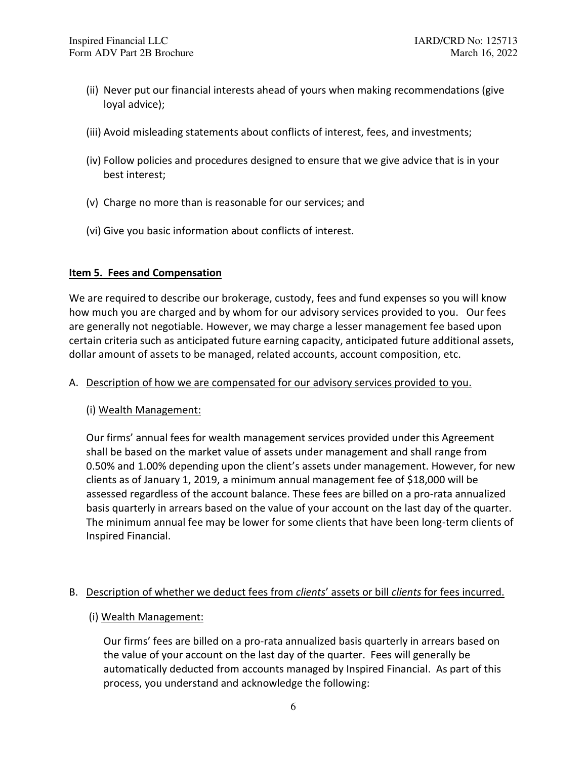(ii) Never put our financial interests ahead of yours when making recommendations (give loyal advice);

(iii) Avoid misleading statements about conflicts of interest, fees, and investments;

(iv) Follow policies and procedures designed to ensure that we give advice that is in your best interest;

(v) Charge no more than is reasonable for our services; and

(vi) Give you basic information about conflicts of interest.

## Item 5. Fees and Compensation

We are required to describe our brokerage, custody, fees and fund expenses so you will know how much you are charged and by whom for our advisory services provided to you. Our fees are generally not negotiable. However, we may charge a lesser management fee based upon certain criteria such as anticipated future earning capacity, anticipated future additional assets, dollar amount of assets to be managed, related accounts, account composition, etc.

A. Description of how we are compensated for our advisory services provided to you.

(i) Wealth Management:

Our firms' annual fees for wealth management services provided under this Agreement shall be based on the market value of assets under management and shall range from 0.50% and 1.00% depending upon the client's assets under management. However, for new clients as of January 1, 2019, a minimum annual management fee of $18,000 will be assessed regardless of the account balance. These fees are billed on a pro-rata annualized basis quarterly in arrears based on the value of your account on the last day of the quarter. The minimum annual fee may be lower for some clients that have been long-term clients of Inspired Financial.

B. Description of whether we deduct fees from *clients*' assets or bill *clients* for fees incurred.

(i) Wealth Management:

Our firms' fees are billed on a pro-rata annualized basis quarterly in arrears based on the value of your account on the last day of the quarter. Fees will generally be automatically deducted from accounts managed by Inspired Financial. As part of this process, you understand and acknowledge the following: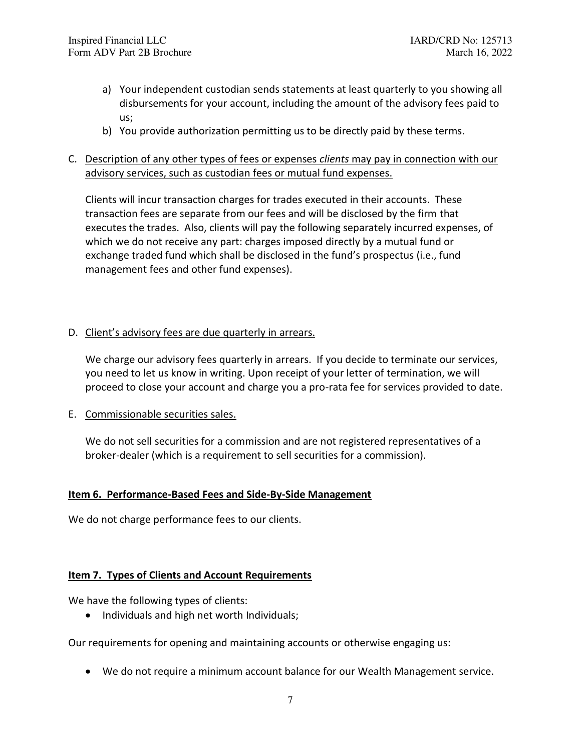a) Your independent custodian sends statements at least quarterly to you showing all disbursements for your account, including the amount of the advisory fees paid to us;
b) You provide authorization permitting us to be directly paid by these terms.

C. <u>Description of any other types of fees or expenses *clients* may pay in connection with our advisory services, such as custodian fees or mutual fund expenses.</u>

Clients will incur transaction charges for trades executed in their accounts. These transaction fees are separate from our fees and will be disclosed by the firm that executes the trades. Also, clients will pay the following separately incurred expenses, of which we do not receive any part: charges imposed directly by a mutual fund or exchange traded fund which shall be disclosed in the fund's prospectus (i.e., fund management fees and other fund expenses).

D. <u>Client's advisory fees are due quarterly in arrears.</u>

We charge our advisory fees quarterly in arrears. If you decide to terminate our services, you need to let us know in writing. Upon receipt of your letter of termination, we will proceed to close your account and charge you a pro-rata fee for services provided to date.

E. <u>Commissionable securities sales.</u>

We do not sell securities for a commission and are not registered representatives of a broker-dealer (which is a requirement to sell securities for a commission).

## Item 6. Performance-Based Fees and Side-By-Side Management

We do not charge performance fees to our clients.

## Item 7. Types of Clients and Account Requirements

We have the following types of clients:

- Individuals and high net worth Individuals;

Our requirements for opening and maintaining accounts or otherwise engaging us:

- We do not require a minimum account balance for our Wealth Management service.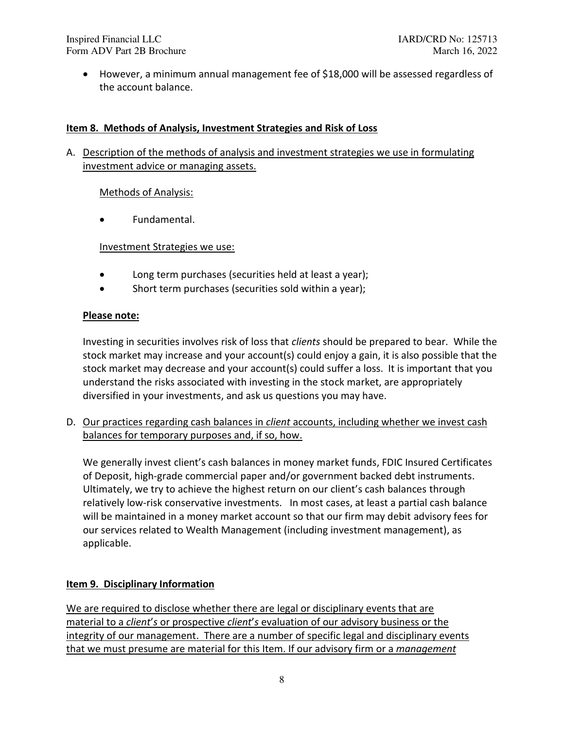- However, a minimum annual management fee of $18,000 will be assessed regardless of the account balance.

## Item 8. Methods of Analysis, Investment Strategies and Risk of Loss

A. Description of the methods of analysis and investment strategies we use in formulating investment advice or managing assets.

Methods of Analysis:

- Fundamental.

Investment Strategies we use:

- Long term purchases (securities held at least a year);
- Short term purchases (securities sold within a year);

**Please note:**

Investing in securities involves risk of loss that *clients* should be prepared to bear. While the stock market may increase and your account(s) could enjoy a gain, it is also possible that the stock market may decrease and your account(s) could suffer a loss. It is important that you understand the risks associated with investing in the stock market, are appropriately diversified in your investments, and ask us questions you may have.

D. Our practices regarding cash balances in *client* accounts, including whether we invest cash balances for temporary purposes and, if so, how.

We generally invest client's cash balances in money market funds, FDIC Insured Certificates of Deposit, high-grade commercial paper and/or government backed debt instruments. Ultimately, we try to achieve the highest return on our client's cash balances through relatively low-risk conservative investments. In most cases, at least a partial cash balance will be maintained in a money market account so that our firm may debit advisory fees for our services related to Wealth Management (including investment management), as applicable.

## Item 9. Disciplinary Information

We are required to disclose whether there are legal or disciplinary events that are material to a *client's* or prospective *client's* evaluation of our advisory business or the integrity of our management. There are a number of specific legal and disciplinary events that we must presume are material for this Item. If our advisory firm or a *management*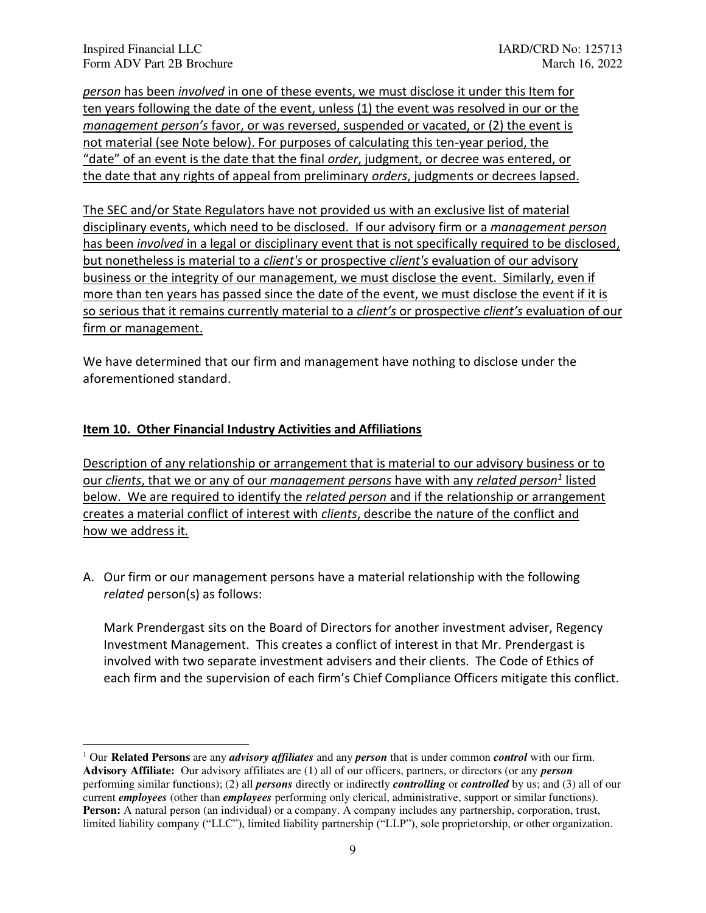*person* has been *involved* in one of these events, we must disclose it under this Item for ten years following the date of the event, unless (1) the event was resolved in our or the *management person's* favor, or was reversed, suspended or vacated, or (2) the event is not material (see Note below). For purposes of calculating this ten-year period, the "date" of an event is the date that the final *order*, judgment, or decree was entered, or the date that any rights of appeal from preliminary *orders*, judgments or decrees lapsed.

The SEC and/or State Regulators have not provided us with an exclusive list of material disciplinary events, which need to be disclosed. If our advisory firm or a *management person* has been *involved* in a legal or disciplinary event that is not specifically required to be disclosed, but nonetheless is material to a *client's* or prospective *client's* evaluation of our advisory business or the integrity of our management, we must disclose the event. Similarly, even if more than ten years has passed since the date of the event, we must disclose the event if it is so serious that it remains currently material to a *client's* or prospective *client's* evaluation of our firm or management.

We have determined that our firm and management have nothing to disclose under the aforementioned standard.

## Item 10. Other Financial Industry Activities and Affiliations

Description of any relationship or arrangement that is material to our advisory business or to our *clients*, that we or any of our *management persons* have with any *related person*[1] listed below. We are required to identify the *related person* and if the relationship or arrangement creates a material conflict of interest with *clients*, describe the nature of the conflict and how we address it.

A. Our firm or our management persons have a material relationship with the following *related* person(s) as follows:

   Mark Prendergast sits on the Board of Directors for another investment adviser, Regency Investment Management. This creates a conflict of interest in that Mr. Prendergast is involved with two separate investment advisers and their clients. The Code of Ethics of each firm and the supervision of each firm's Chief Compliance Officers mitigate this conflict.

---

[1] Our **Related Persons** are any ***advisory affiliates*** and any ***person*** that is under common ***control*** with our firm. **Advisory Affiliate:** Our advisory affiliates are (1) all of our officers, partners, or directors (or any ***person*** performing similar functions); (2) all ***persons*** directly or indirectly ***controlling*** or ***controlled*** by us; and (3) all of our current ***employees*** (other than ***employees*** performing only clerical, administrative, support or similar functions). **Person:** A natural person (an individual) or a company. A company includes any partnership, corporation, trust, limited liability company ("LLC"), limited liability partnership ("LLP"), sole proprietorship, or other organization.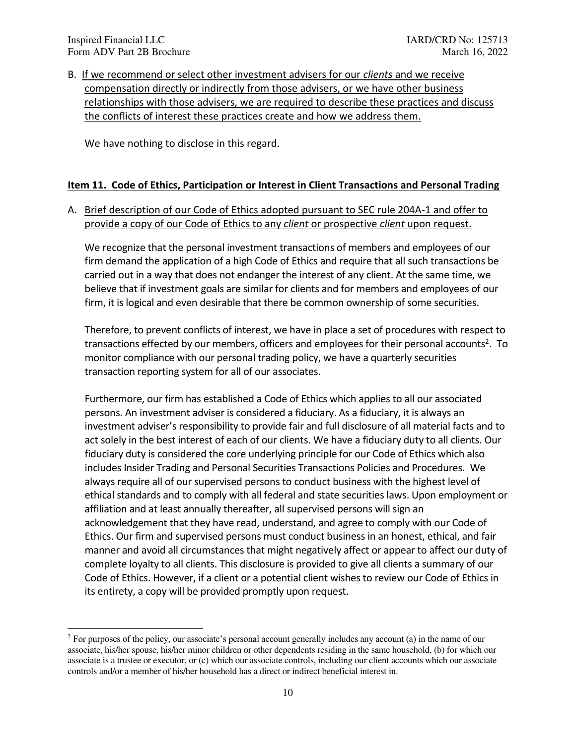B. If we recommend or select other investment advisers for our *clients* and we receive compensation directly or indirectly from those advisers, or we have other business relationships with those advisers, we are required to describe these practices and discuss the conflicts of interest these practices create and how we address them.

We have nothing to disclose in this regard.

## Item 11. Code of Ethics, Participation or Interest in Client Transactions and Personal Trading

A. Brief description of our Code of Ethics adopted pursuant to SEC rule 204A-1 and offer to provide a copy of our Code of Ethics to any *client* or prospective *client* upon request.

We recognize that the personal investment transactions of members and employees of our firm demand the application of a high Code of Ethics and require that all such transactions be carried out in a way that does not endanger the interest of any client. At the same time, we believe that if investment goals are similar for clients and for members and employees of our firm, it is logical and even desirable that there be common ownership of some securities.

Therefore, to prevent conflicts of interest, we have in place a set of procedures with respect to transactions effected by our members, officers and employees for their personal accounts[2]. To monitor compliance with our personal trading policy, we have a quarterly securities transaction reporting system for all of our associates.

Furthermore, our firm has established a Code of Ethics which applies to all our associated persons. An investment adviser is considered a fiduciary. As a fiduciary, it is always an investment adviser's responsibility to provide fair and full disclosure of all material facts and to act solely in the best interest of each of our clients. We have a fiduciary duty to all clients. Our fiduciary duty is considered the core underlying principle for our Code of Ethics which also includes Insider Trading and Personal Securities Transactions Policies and Procedures. We always require all of our supervised persons to conduct business with the highest level of ethical standards and to comply with all federal and state securities laws. Upon employment or affiliation and at least annually thereafter, all supervised persons will sign an acknowledgement that they have read, understand, and agree to comply with our Code of Ethics. Our firm and supervised persons must conduct business in an honest, ethical, and fair manner and avoid all circumstances that might negatively affect or appear to affect our duty of complete loyalty to all clients. This disclosure is provided to give all clients a summary of our Code of Ethics. However, if a client or a potential client wishes to review our Code of Ethics in its entirety, a copy will be provided promptly upon request.

---

[2] For purposes of the policy, our associate's personal account generally includes any account (a) in the name of our associate, his/her spouse, his/her minor children or other dependents residing in the same household, (b) for which our associate is a trustee or executor, or (c) which our associate controls, including our client accounts which our associate controls and/or a member of his/her household has a direct or indirect beneficial interest in.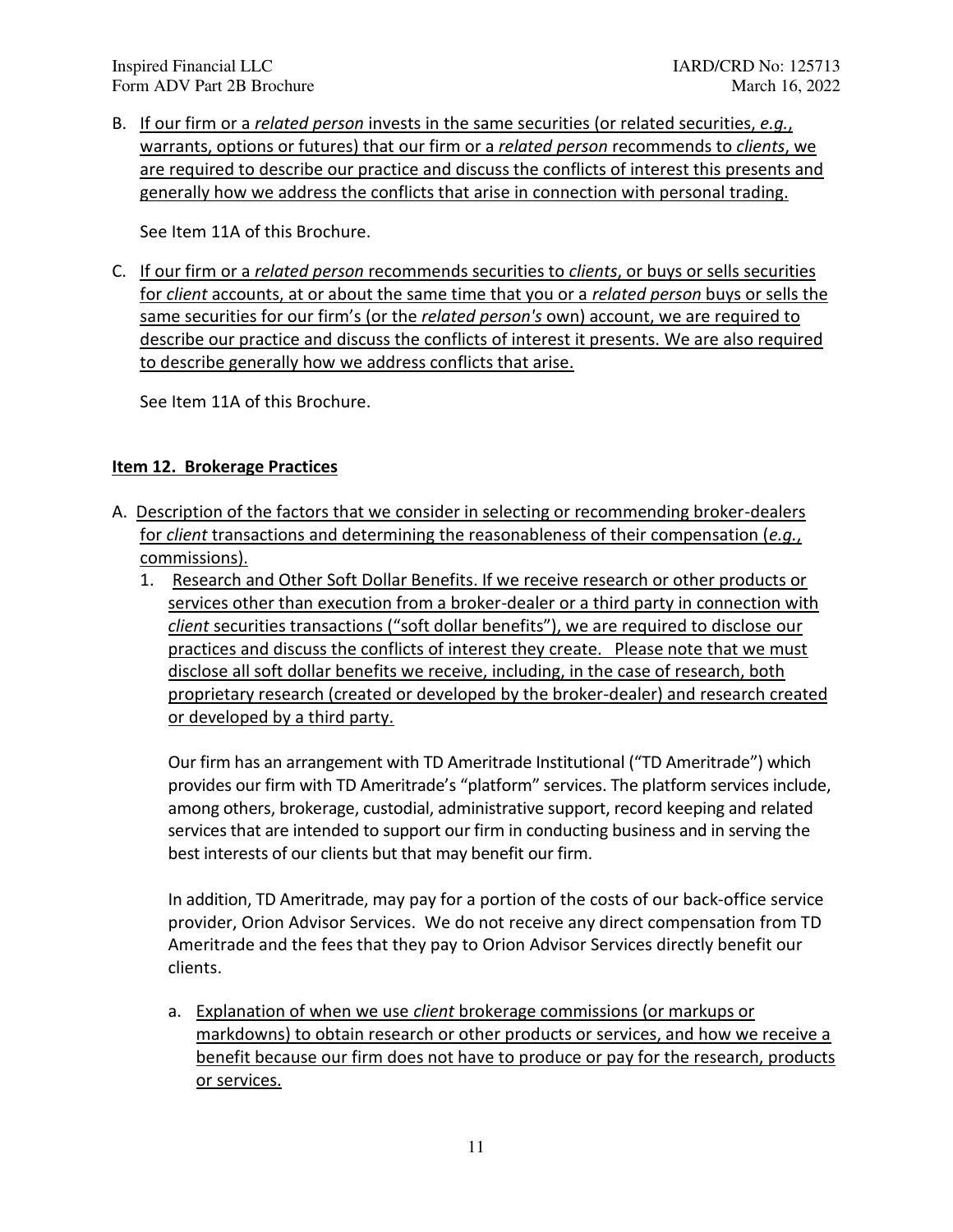B. <u>If our firm or a *related person* invests in the same securities (or related securities, *e.g.*, warrants, options or futures) that our firm or a *related person* recommends to *clients*, we are required to describe our practice and discuss the conflicts of interest this presents and generally how we address the conflicts that arise in connection with personal trading.</u>

   See Item 11A of this Brochure.

C. <u>If our firm or a *related person* recommends securities to *clients*, or buys or sells securities for *client* accounts, at or about the same time that you or a *related person* buys or sells the same securities for our firm's (or the *related person's* own) account, we are required to describe our practice and discuss the conflicts of interest it presents. We are also required to describe generally how we address conflicts that arise.</u>

   See Item 11A of this Brochure.

## Item 12. Brokerage Practices

A. <u>Description of the factors that we consider in selecting or recommending broker-dealers for *client* transactions and determining the reasonableness of their compensation (*e.g.*, commissions).</u>

   1. <u>Research and Other Soft Dollar Benefits. If we receive research or other products or services other than execution from a broker-dealer or a third party in connection with *client* securities transactions ("soft dollar benefits"), we are required to disclose our practices and discuss the conflicts of interest they create. Please note that we must disclose all soft dollar benefits we receive, including, in the case of research, both proprietary research (created or developed by the broker-dealer) and research created or developed by a third party.</u>

      Our firm has an arrangement with TD Ameritrade Institutional ("TD Ameritrade") which provides our firm with TD Ameritrade's "platform" services. The platform services include, among others, brokerage, custodial, administrative support, record keeping and related services that are intended to support our firm in conducting business and in serving the best interests of our clients but that may benefit our firm.

      In addition, TD Ameritrade, may pay for a portion of the costs of our back-office service provider, Orion Advisor Services. We do not receive any direct compensation from TD Ameritrade and the fees that they pay to Orion Advisor Services directly benefit our clients.

      a. <u>Explanation of when we use *client* brokerage commissions (or markups or markdowns) to obtain research or other products or services, and how we receive a benefit because our firm does not have to produce or pay for the research, products or services.</u>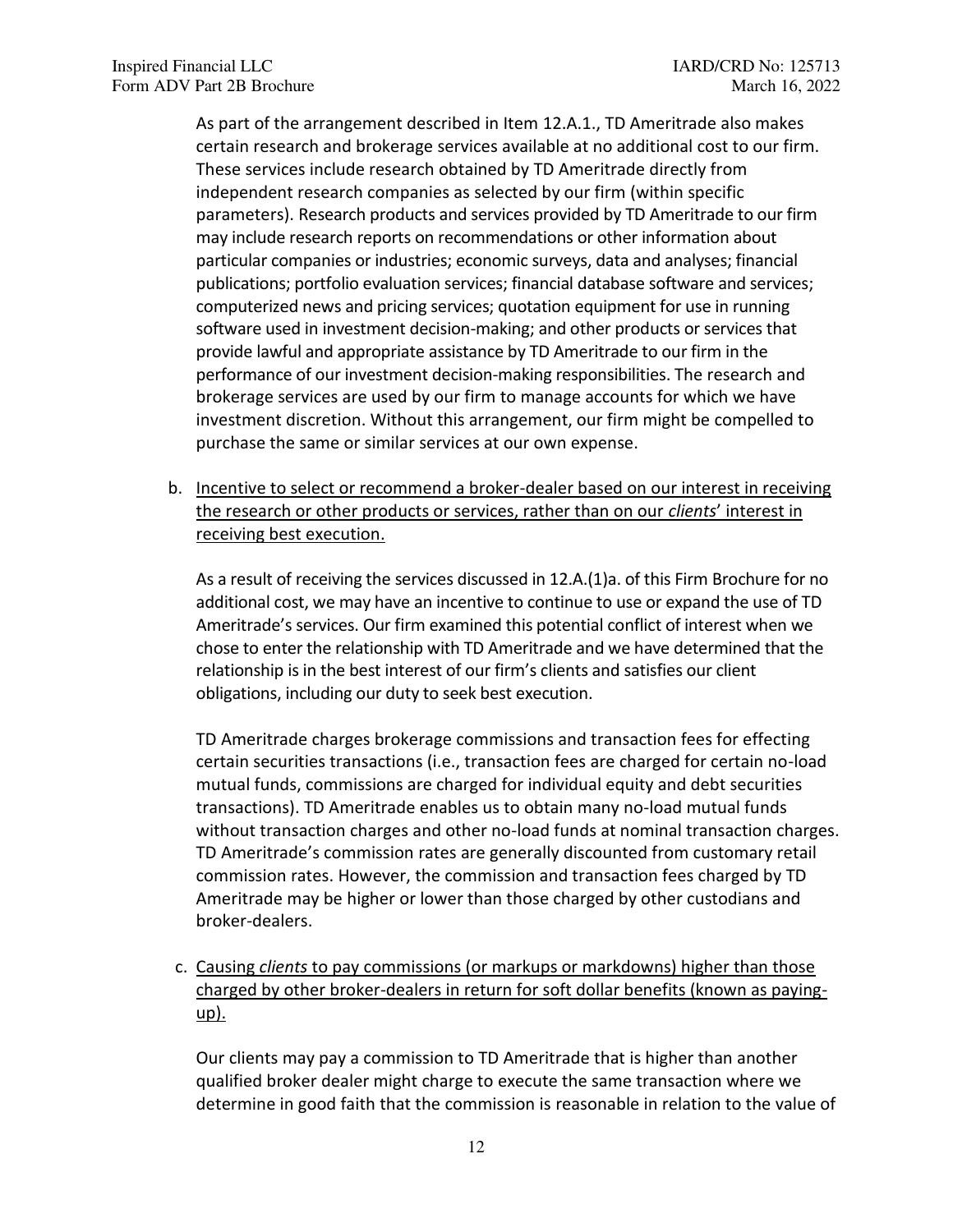As part of the arrangement described in Item 12.A.1., TD Ameritrade also makes certain research and brokerage services available at no additional cost to our firm. These services include research obtained by TD Ameritrade directly from independent research companies as selected by our firm (within specific parameters). Research products and services provided by TD Ameritrade to our firm may include research reports on recommendations or other information about particular companies or industries; economic surveys, data and analyses; financial publications; portfolio evaluation services; financial database software and services; computerized news and pricing services; quotation equipment for use in running software used in investment decision-making; and other products or services that provide lawful and appropriate assistance by TD Ameritrade to our firm in the performance of our investment decision-making responsibilities. The research and brokerage services are used by our firm to manage accounts for which we have investment discretion. Without this arrangement, our firm might be compelled to purchase the same or similar services at our own expense.

b. <u>Incentive to select or recommend a broker-dealer based on our interest in receiving the research or other products or services, rather than on our *clients*' interest in receiving best execution.</u>

As a result of receiving the services discussed in 12.A.(1)a. of this Firm Brochure for no additional cost, we may have an incentive to continue to use or expand the use of TD Ameritrade's services. Our firm examined this potential conflict of interest when we chose to enter the relationship with TD Ameritrade and we have determined that the relationship is in the best interest of our firm's clients and satisfies our client obligations, including our duty to seek best execution.

TD Ameritrade charges brokerage commissions and transaction fees for effecting certain securities transactions (i.e., transaction fees are charged for certain no-load mutual funds, commissions are charged for individual equity and debt securities transactions). TD Ameritrade enables us to obtain many no-load mutual funds without transaction charges and other no-load funds at nominal transaction charges. TD Ameritrade's commission rates are generally discounted from customary retail commission rates. However, the commission and transaction fees charged by TD Ameritrade may be higher or lower than those charged by other custodians and broker-dealers.

c. <u>Causing *clients* to pay commissions (or markups or markdowns) higher than those charged by other broker-dealers in return for soft dollar benefits (known as paying-up).</u>

Our clients may pay a commission to TD Ameritrade that is higher than another qualified broker dealer might charge to execute the same transaction where we determine in good faith that the commission is reasonable in relation to the value of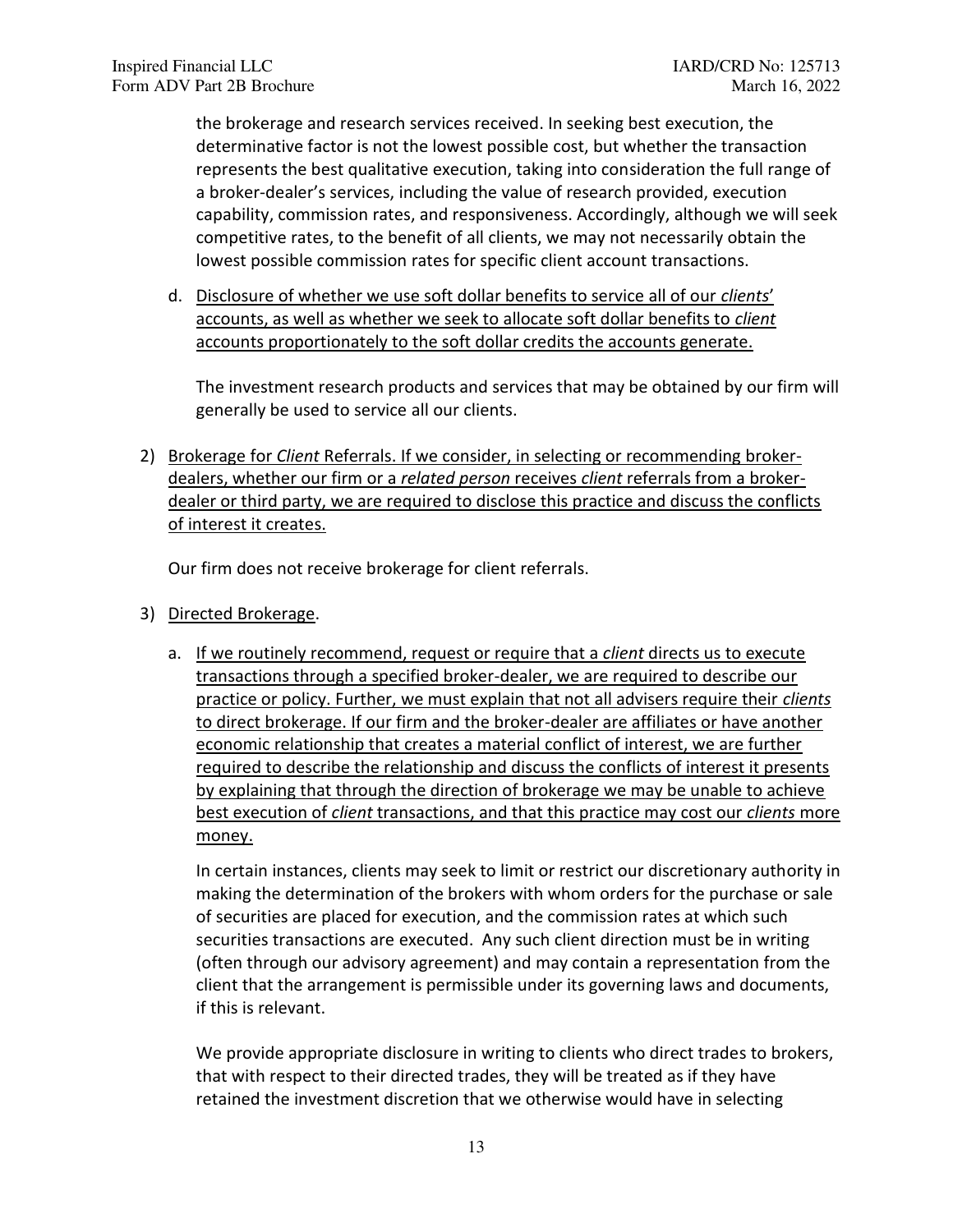the brokerage and research services received. In seeking best execution, the determinative factor is not the lowest possible cost, but whether the transaction represents the best qualitative execution, taking into consideration the full range of a broker-dealer's services, including the value of research provided, execution capability, commission rates, and responsiveness. Accordingly, although we will seek competitive rates, to the benefit of all clients, we may not necessarily obtain the lowest possible commission rates for specific client account transactions.

d. <u>Disclosure of whether we use soft dollar benefits to service all of our *clients*' accounts, as well as whether we seek to allocate soft dollar benefits to *client* accounts proportionately to the soft dollar credits the accounts generate.</u>

   The investment research products and services that may be obtained by our firm will generally be used to service all our clients.

2) <u>Brokerage for *Client* Referrals. If we consider, in selecting or recommending broker-dealers, whether our firm or a *related person* receives *client* referrals from a broker-dealer or third party, we are required to disclose this practice and discuss the conflicts of interest it creates.</u>

   Our firm does not receive brokerage for client referrals.

3) <u>Directed Brokerage</u>.

   a. <u>If we routinely recommend, request or require that a *client* directs us to execute transactions through a specified broker-dealer, we are required to describe our practice or policy. Further, we must explain that not all advisers require their *clients* to direct brokerage. If our firm and the broker-dealer are affiliates or have another economic relationship that creates a material conflict of interest, we are further required to describe the relationship and discuss the conflicts of interest it presents by explaining that through the direction of brokerage we may be unable to achieve best execution of *client* transactions, and that this practice may cost our *clients* more money.</u>

   In certain instances, clients may seek to limit or restrict our discretionary authority in making the determination of the brokers with whom orders for the purchase or sale of securities are placed for execution, and the commission rates at which such securities transactions are executed. Any such client direction must be in writing (often through our advisory agreement) and may contain a representation from the client that the arrangement is permissible under its governing laws and documents, if this is relevant.

   We provide appropriate disclosure in writing to clients who direct trades to brokers, that with respect to their directed trades, they will be treated as if they have retained the investment discretion that we otherwise would have in selecting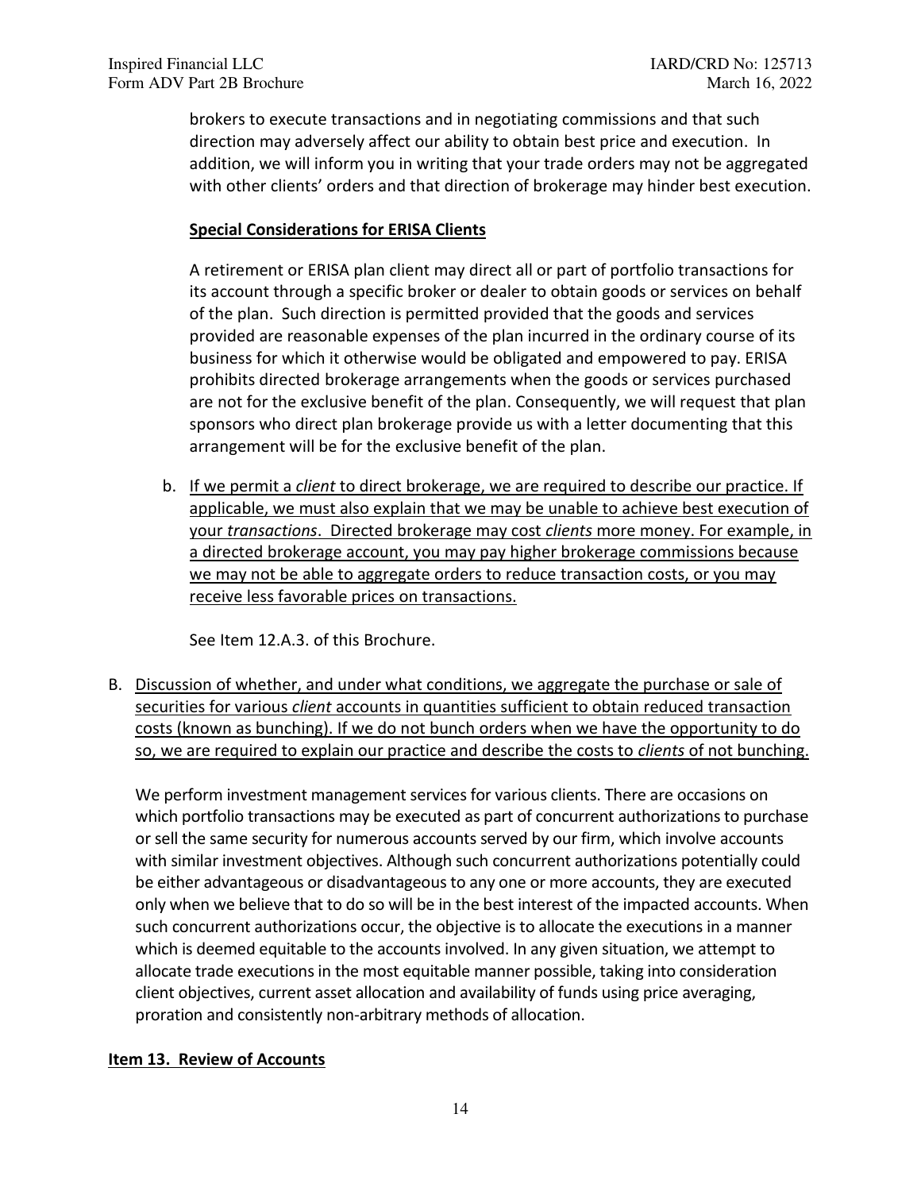brokers to execute transactions and in negotiating commissions and that such direction may adversely affect our ability to obtain best price and execution. In addition, we will inform you in writing that your trade orders may not be aggregated with other clients' orders and that direction of brokerage may hinder best execution.

**Special Considerations for ERISA Clients**

A retirement or ERISA plan client may direct all or part of portfolio transactions for its account through a specific broker or dealer to obtain goods or services on behalf of the plan. Such direction is permitted provided that the goods and services provided are reasonable expenses of the plan incurred in the ordinary course of its business for which it otherwise would be obligated and empowered to pay. ERISA prohibits directed brokerage arrangements when the goods or services purchased are not for the exclusive benefit of the plan. Consequently, we will request that plan sponsors who direct plan brokerage provide us with a letter documenting that this arrangement will be for the exclusive benefit of the plan.

b. If we permit a *client* to direct brokerage, we are required to describe our practice. If applicable, we must also explain that we may be unable to achieve best execution of your *transactions*. Directed brokerage may cost *clients* more money. For example, in a directed brokerage account, you may pay higher brokerage commissions because we may not be able to aggregate orders to reduce transaction costs, or you may receive less favorable prices on transactions.

   See Item 12.A.3. of this Brochure.

B. Discussion of whether, and under what conditions, we aggregate the purchase or sale of securities for various *client* accounts in quantities sufficient to obtain reduced transaction costs (known as bunching). If we do not bunch orders when we have the opportunity to do so, we are required to explain our practice and describe the costs to *clients* of not bunching.

We perform investment management services for various clients. There are occasions on which portfolio transactions may be executed as part of concurrent authorizations to purchase or sell the same security for numerous accounts served by our firm, which involve accounts with similar investment objectives. Although such concurrent authorizations potentially could be either advantageous or disadvantageous to any one or more accounts, they are executed only when we believe that to do so will be in the best interest of the impacted accounts. When such concurrent authorizations occur, the objective is to allocate the executions in a manner which is deemed equitable to the accounts involved. In any given situation, we attempt to allocate trade executions in the most equitable manner possible, taking into consideration client objectives, current asset allocation and availability of funds using price averaging, proration and consistently non-arbitrary methods of allocation.

## Item 13. Review of Accounts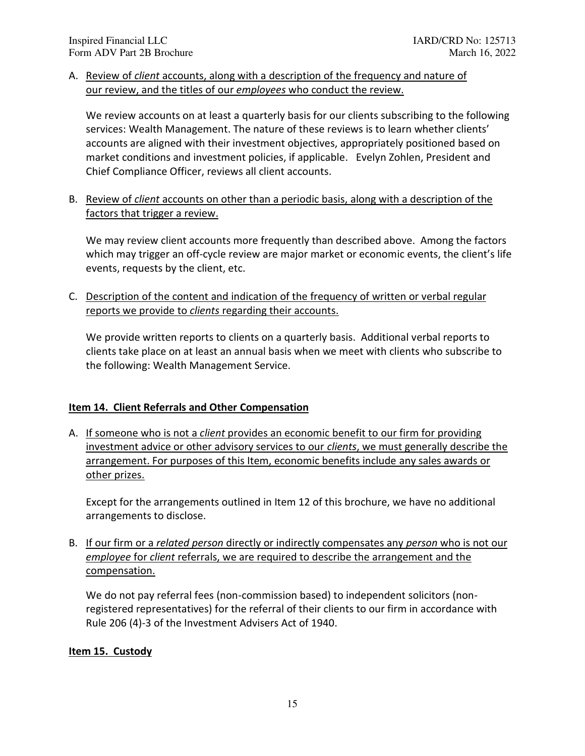A. <u>Review of *client* accounts, along with a description of the frequency and nature of our review, and the titles of our *employees* who conduct the review.</u>

   We review accounts on at least a quarterly basis for our clients subscribing to the following services: Wealth Management. The nature of these reviews is to learn whether clients' accounts are aligned with their investment objectives, appropriately positioned based on market conditions and investment policies, if applicable. Evelyn Zohlen, President and Chief Compliance Officer, reviews all client accounts.

B. <u>Review of *client* accounts on other than a periodic basis, along with a description of the factors that trigger a review.</u>

   We may review client accounts more frequently than described above. Among the factors which may trigger an off-cycle review are major market or economic events, the client's life events, requests by the client, etc.

C. <u>Description of the content and indication of the frequency of written or verbal regular reports we provide to *clients* regarding their accounts.</u>

   We provide written reports to clients on a quarterly basis. Additional verbal reports to clients take place on at least an annual basis when we meet with clients who subscribe to the following: Wealth Management Service.

## Item 14. Client Referrals and Other Compensation

A. <u>If someone who is not a *client* provides an economic benefit to our firm for providing investment advice or other advisory services to our *clients*, we must generally describe the arrangement. For purposes of this Item, economic benefits include any sales awards or other prizes.</u>

   Except for the arrangements outlined in Item 12 of this brochure, we have no additional arrangements to disclose.

B. <u>If our firm or a *related person* directly or indirectly compensates any *person* who is not our *employee* for *client* referrals, we are required to describe the arrangement and the compensation.</u>

   We do not pay referral fees (non-commission based) to independent solicitors (non-registered representatives) for the referral of their clients to our firm in accordance with Rule 206 (4)-3 of the Investment Advisers Act of 1940.

## Item 15. Custody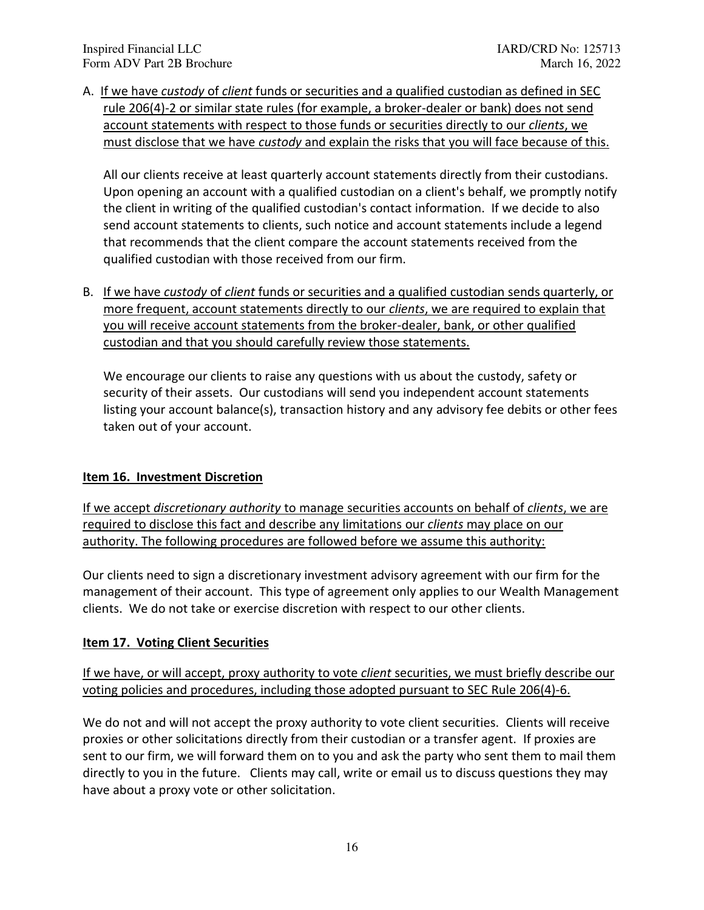A. <u>If we have *custody* of *client* funds or securities and a qualified custodian as defined in SEC rule 206(4)-2 or similar state rules (for example, a broker-dealer or bank) does not send account statements with respect to those funds or securities directly to our *clients*, we must disclose that we have *custody* and explain the risks that you will face because of this.</u>

   All our clients receive at least quarterly account statements directly from their custodians. Upon opening an account with a qualified custodian on a client's behalf, we promptly notify the client in writing of the qualified custodian's contact information. If we decide to also send account statements to clients, such notice and account statements include a legend that recommends that the client compare the account statements received from the qualified custodian with those received from our firm.

B. <u>If we have *custody* of *client* funds or securities and a qualified custodian sends quarterly, or more frequent, account statements directly to our *clients*, we are required to explain that you will receive account statements from the broker-dealer, bank, or other qualified custodian and that you should carefully review those statements.</u>

   We encourage our clients to raise any questions with us about the custody, safety or security of their assets. Our custodians will send you independent account statements listing your account balance(s), transaction history and any advisory fee debits or other fees taken out of your account.

## Item 16. Investment Discretion

<u>If we accept *discretionary authority* to manage securities accounts on behalf of *clients*, we are required to disclose this fact and describe any limitations our *clients* may place on our authority. The following procedures are followed before we assume this authority:</u>

Our clients need to sign a discretionary investment advisory agreement with our firm for the management of their account. This type of agreement only applies to our Wealth Management clients. We do not take or exercise discretion with respect to our other clients.

## Item 17. Voting Client Securities

<u>If we have, or will accept, proxy authority to vote *client* securities, we must briefly describe our voting policies and procedures, including those adopted pursuant to SEC Rule 206(4)-6.</u>

We do not and will not accept the proxy authority to vote client securities. Clients will receive proxies or other solicitations directly from their custodian or a transfer agent. If proxies are sent to our firm, we will forward them on to you and ask the party who sent them to mail them directly to you in the future. Clients may call, write or email us to discuss questions they may have about a proxy vote or other solicitation.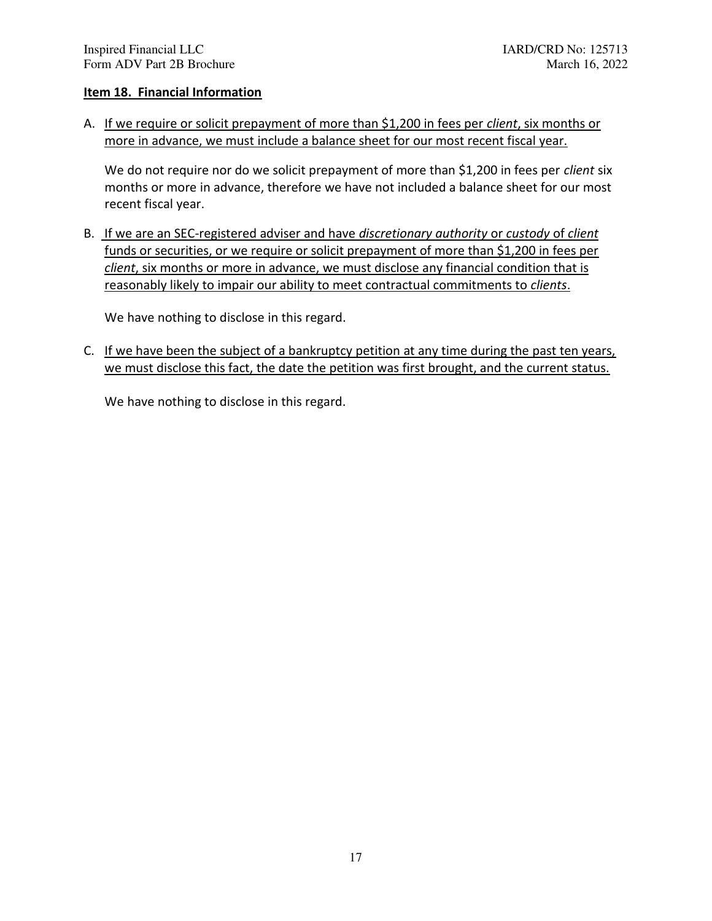## Item 18. Financial Information

A. If we require or solicit prepayment of more than $1,200 in fees per *client*, six months or more in advance, we must include a balance sheet for our most recent fiscal year.

   We do not require nor do we solicit prepayment of more than $1,200 in fees per *client* six months or more in advance, therefore we have not included a balance sheet for our most recent fiscal year.

B. If we are an SEC-registered adviser and have *discretionary authority* or *custody* of *client* funds or securities, or we require or solicit prepayment of more than $1,200 in fees per *client*, six months or more in advance, we must disclose any financial condition that is reasonably likely to impair our ability to meet contractual commitments to *clients*.

   We have nothing to disclose in this regard.

C. If we have been the subject of a bankruptcy petition at any time during the past ten years, we must disclose this fact, the date the petition was first brought, and the current status.

   We have nothing to disclose in this regard.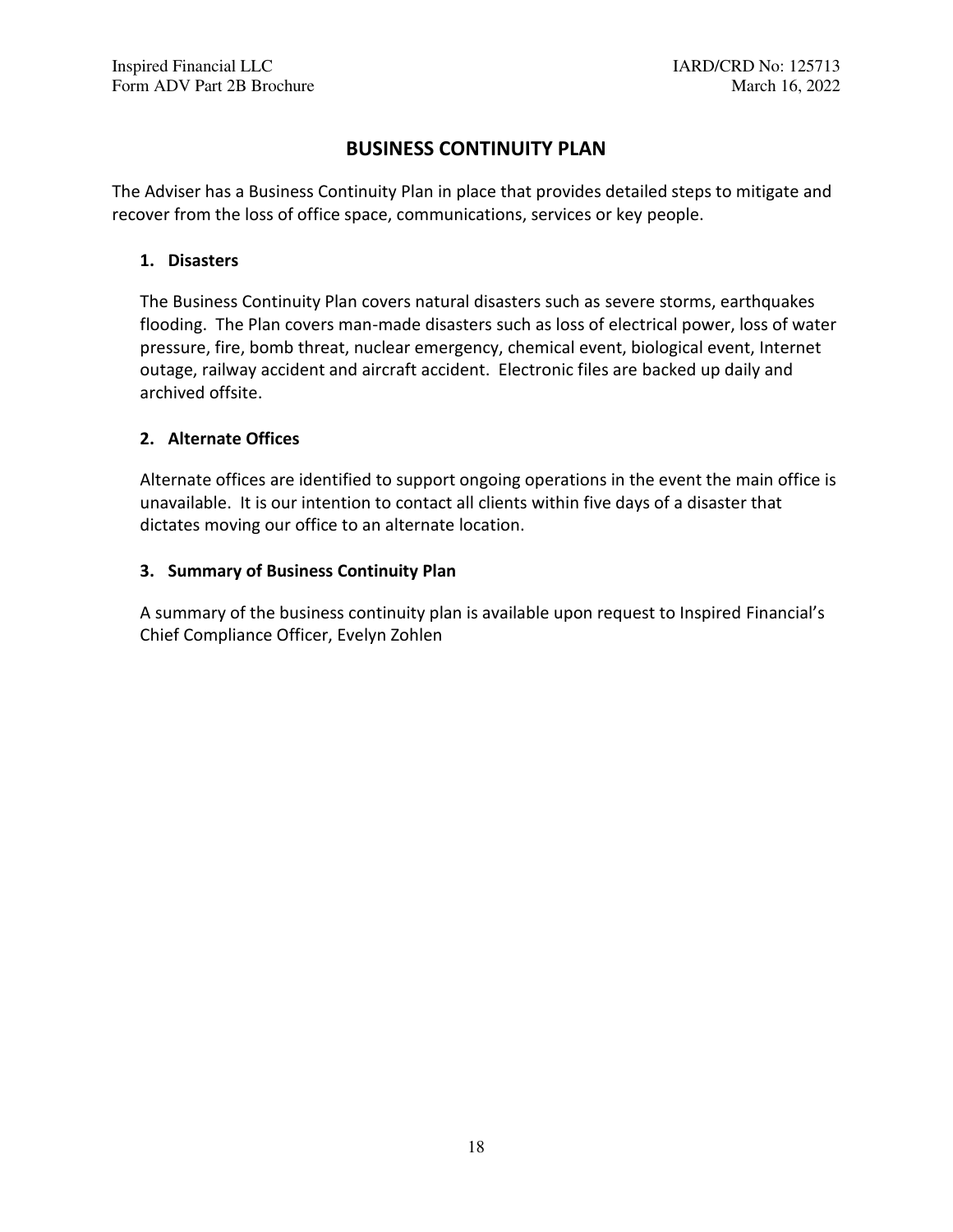## BUSINESS CONTINUITY PLAN

The Adviser has a Business Continuity Plan in place that provides detailed steps to mitigate and recover from the loss of office space, communications, services or key people.

1. **Disasters**

   The Business Continuity Plan covers natural disasters such as severe storms, earthquakes flooding. The Plan covers man-made disasters such as loss of electrical power, loss of water pressure, fire, bomb threat, nuclear emergency, chemical event, biological event, Internet outage, railway accident and aircraft accident. Electronic files are backed up daily and archived offsite.

2. **Alternate Offices**

   Alternate offices are identified to support ongoing operations in the event the main office is unavailable. It is our intention to contact all clients within five days of a disaster that dictates moving our office to an alternate location.

3. **Summary of Business Continuity Plan**

   A summary of the business continuity plan is available upon request to Inspired Financial's Chief Compliance Officer, Evelyn Zohlen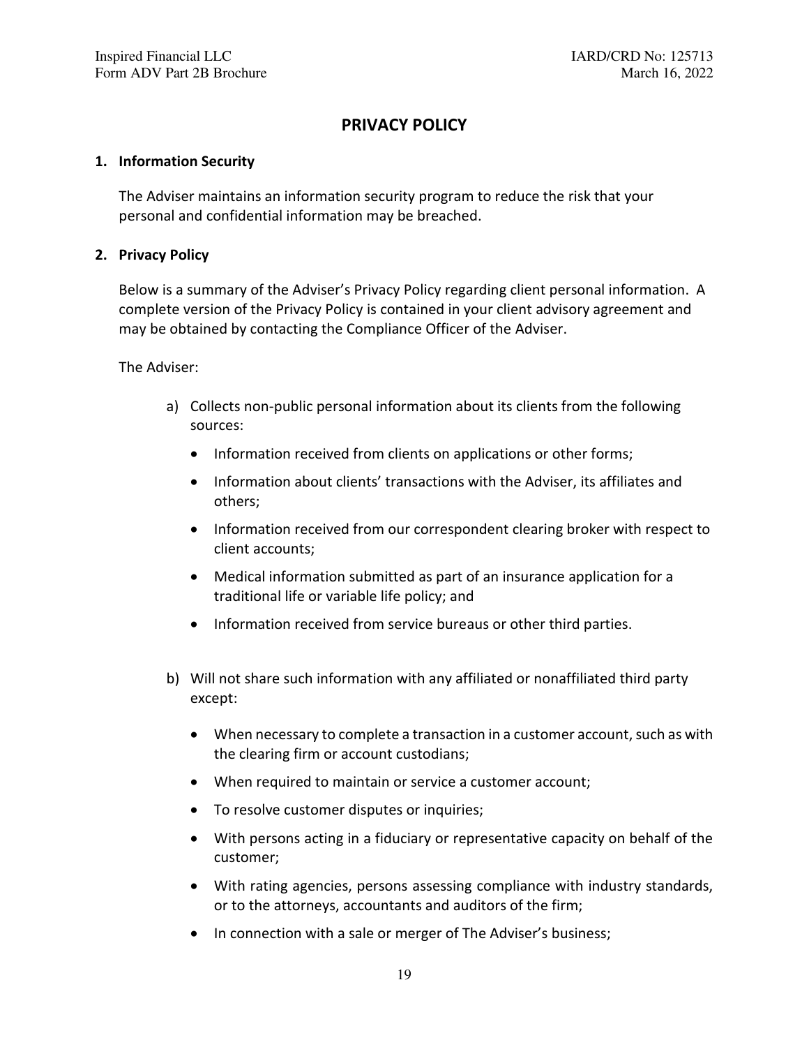# PRIVACY POLICY

## 1. Information Security

The Adviser maintains an information security program to reduce the risk that your personal and confidential information may be breached.

## 2. Privacy Policy

Below is a summary of the Adviser's Privacy Policy regarding client personal information. A complete version of the Privacy Policy is contained in your client advisory agreement and may be obtained by contacting the Compliance Officer of the Adviser.

The Adviser:

a) Collects non-public personal information about its clients from the following sources:

   - Information received from clients on applications or other forms;
   - Information about clients' transactions with the Adviser, its affiliates and others;
   - Information received from our correspondent clearing broker with respect to client accounts;
   - Medical information submitted as part of an insurance application for a traditional life or variable life policy; and
   - Information received from service bureaus or other third parties.

b) Will not share such information with any affiliated or nonaffiliated third party except:

   - When necessary to complete a transaction in a customer account, such as with the clearing firm or account custodians;
   - When required to maintain or service a customer account;
   - To resolve customer disputes or inquiries;
   - With persons acting in a fiduciary or representative capacity on behalf of the customer;
   - With rating agencies, persons assessing compliance with industry standards, or to the attorneys, accountants and auditors of the firm;
   - In connection with a sale or merger of The Adviser's business;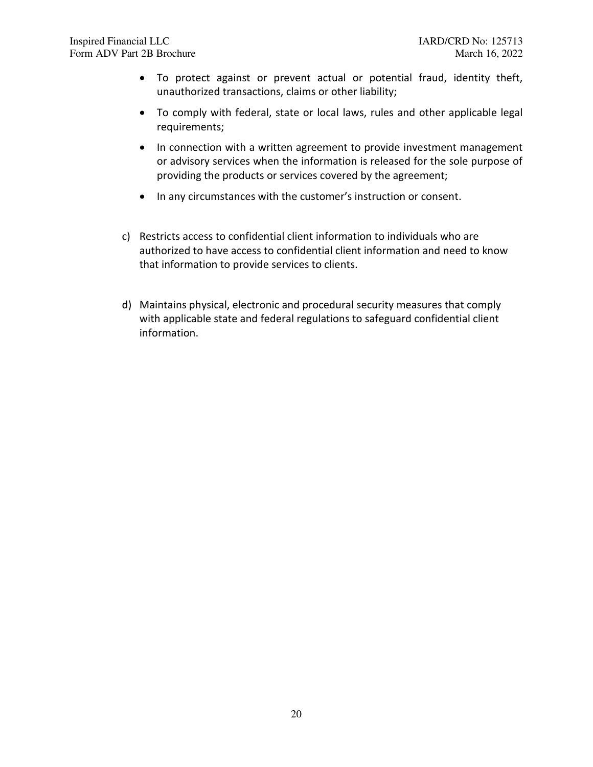- To protect against or prevent actual or potential fraud, identity theft, unauthorized transactions, claims or other liability;
- To comply with federal, state or local laws, rules and other applicable legal requirements;
- In connection with a written agreement to provide investment management or advisory services when the information is released for the sole purpose of providing the products or services covered by the agreement;
- In any circumstances with the customer's instruction or consent.

c) Restricts access to confidential client information to individuals who are authorized to have access to confidential client information and need to know that information to provide services to clients.

d) Maintains physical, electronic and procedural security measures that comply with applicable state and federal regulations to safeguard confidential client information.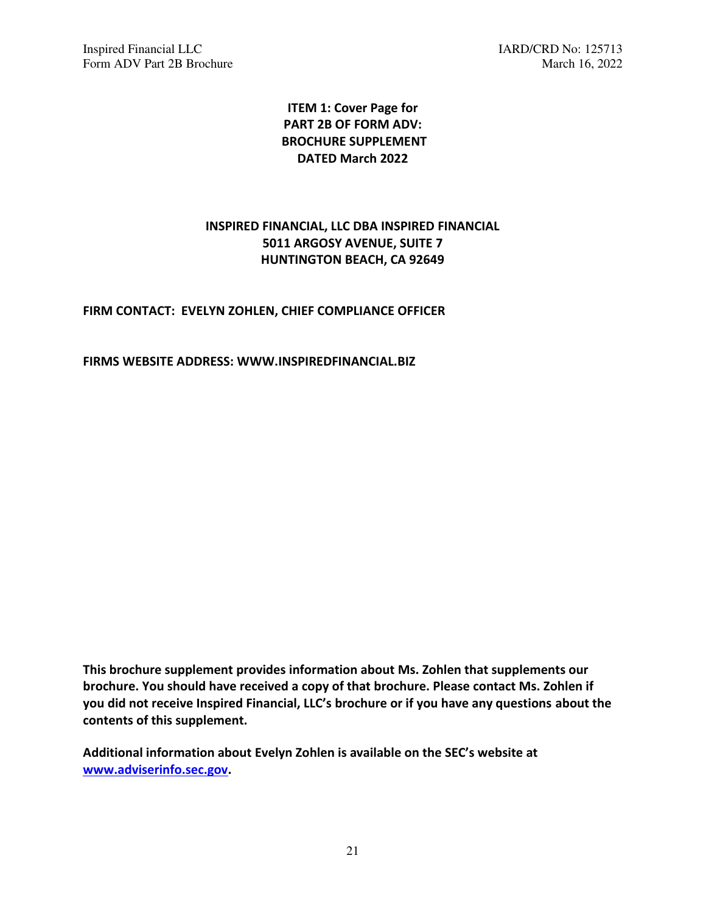# ITEM 1: Cover Page for PART 2B OF FORM ADV: BROCHURE SUPPLEMENT DATED March 2022

**INSPIRED FINANCIAL, LLC DBA INSPIRED FINANCIAL**
**5011 ARGOSY AVENUE, SUITE 7**
**HUNTINGTON BEACH, CA 92649**

**FIRM CONTACT: EVELYN ZOHLEN, CHIEF COMPLIANCE OFFICER**

**FIRMS WEBSITE ADDRESS: WWW.INSPIREDFINANCIAL.BIZ**

**This brochure supplement provides information about Ms. Zohlen that supplements our brochure. You should have received a copy of that brochure. Please contact Ms. Zohlen if you did not receive Inspired Financial, LLC's brochure or if you have any questions about the contents of this supplement.**

**Additional information about Evelyn Zohlen is available on the SEC's website at www.adviserinfo.sec.gov.**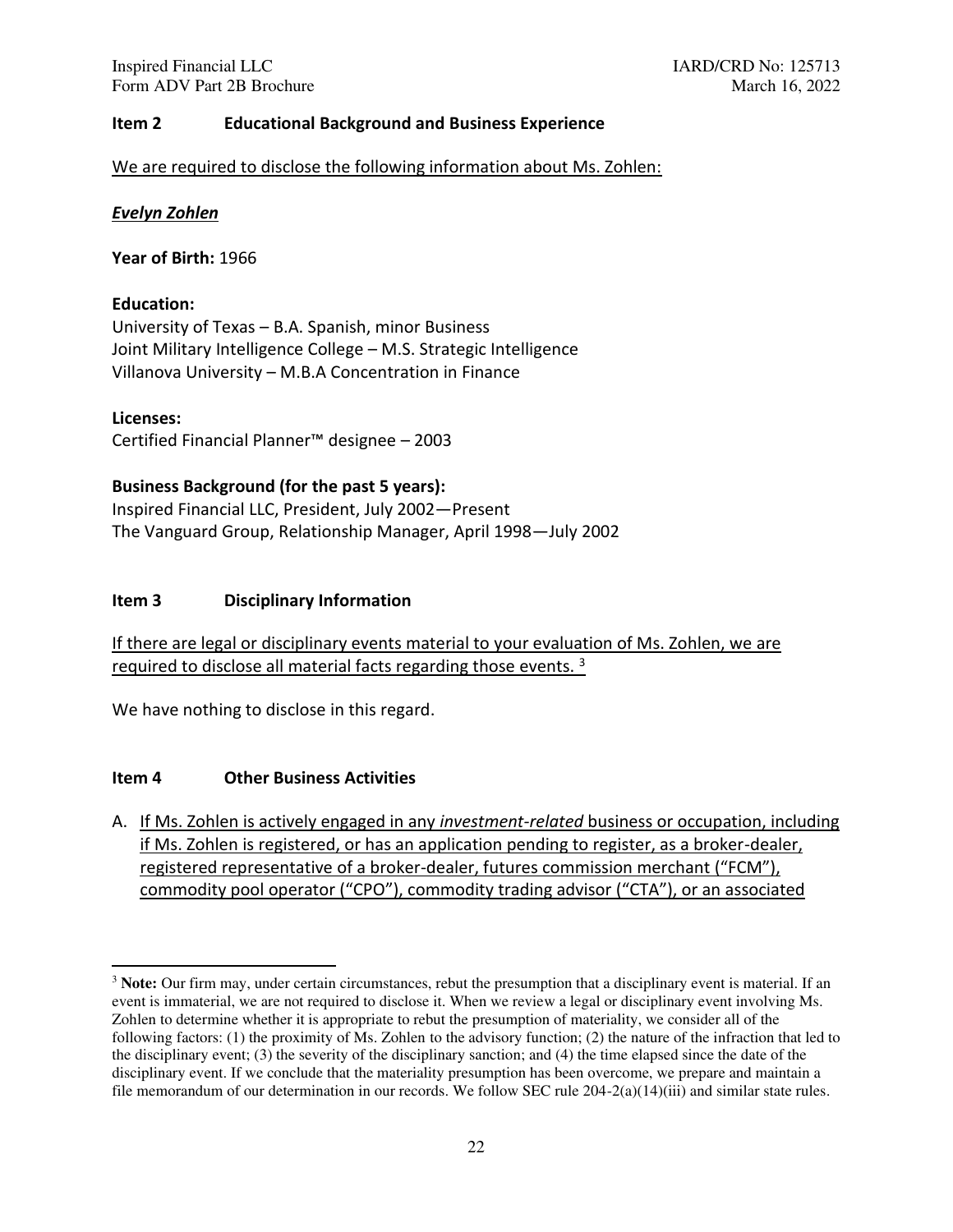## Item 2 Educational Background and Business Experience

We are required to disclose the following information about Ms. Zohlen:

***Evelyn Zohlen***

**Year of Birth:** 1966

**Education:**
University of Texas – B.A. Spanish, minor Business
Joint Military Intelligence College – M.S. Strategic Intelligence
Villanova University – M.B.A Concentration in Finance

**Licenses:**
Certified Financial Planner™ designee – 2003

**Business Background (for the past 5 years):**
Inspired Financial LLC, President, July 2002—Present
The Vanguard Group, Relationship Manager, April 1998—July 2002

## Item 3 Disciplinary Information

If there are legal or disciplinary events material to your evaluation of Ms. Zohlen, we are required to disclose all material facts regarding those events. [3]

We have nothing to disclose in this regard.

## Item 4 Other Business Activities

A. If Ms. Zohlen is actively engaged in any *investment-related* business or occupation, including if Ms. Zohlen is registered, or has an application pending to register, as a broker-dealer, registered representative of a broker-dealer, futures commission merchant ("FCM"), commodity pool operator ("CPO"), commodity trading advisor ("CTA"), or an associated

[3] **Note:** Our firm may, under certain circumstances, rebut the presumption that a disciplinary event is material. If an event is immaterial, we are not required to disclose it. When we review a legal or disciplinary event involving Ms. Zohlen to determine whether it is appropriate to rebut the presumption of materiality, we consider all of the following factors: (1) the proximity of Ms. Zohlen to the advisory function; (2) the nature of the infraction that led to the disciplinary event; (3) the severity of the disciplinary sanction; and (4) the time elapsed since the date of the disciplinary event. If we conclude that the materiality presumption has been overcome, we prepare and maintain a file memorandum of our determination in our records. We follow SEC rule 204-2(a)(14)(iii) and similar state rules.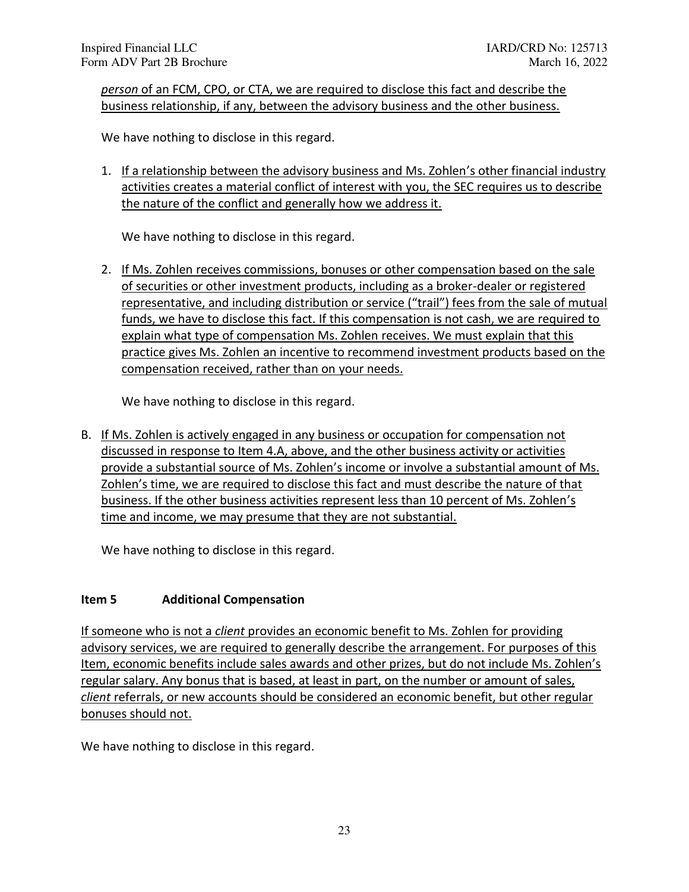*person* of an FCM, CPO, or CTA, we are required to disclose this fact and describe the business relationship, if any, between the advisory business and the other business.

We have nothing to disclose in this regard.

1. If a relationship between the advisory business and Ms. Zohlen's other financial industry activities creates a material conflict of interest with you, the SEC requires us to describe the nature of the conflict and generally how we address it.

   We have nothing to disclose in this regard.

2. If Ms. Zohlen receives commissions, bonuses or other compensation based on the sale of securities or other investment products, including as a broker-dealer or registered representative, and including distribution or service ("trail") fees from the sale of mutual funds, we have to disclose this fact. If this compensation is not cash, we are required to explain what type of compensation Ms. Zohlen receives. We must explain that this practice gives Ms. Zohlen an incentive to recommend investment products based on the compensation received, rather than on your needs.

   We have nothing to disclose in this regard.

B. If Ms. Zohlen is actively engaged in any business or occupation for compensation not discussed in response to Item 4.A, above, and the other business activity or activities provide a substantial source of Ms. Zohlen's income or involve a substantial amount of Ms. Zohlen's time, we are required to disclose this fact and must describe the nature of that business. If the other business activities represent less than 10 percent of Ms. Zohlen's time and income, we may presume that they are not substantial.

   We have nothing to disclose in this regard.

### Item 5 Additional Compensation

If someone who is not a *client* provides an economic benefit to Ms. Zohlen for providing advisory services, we are required to generally describe the arrangement. For purposes of this Item, economic benefits include sales awards and other prizes, but do not include Ms. Zohlen's regular salary. Any bonus that is based, at least in part, on the number or amount of sales, *client* referrals, or new accounts should be considered an economic benefit, but other regular bonuses should not.

We have nothing to disclose in this regard.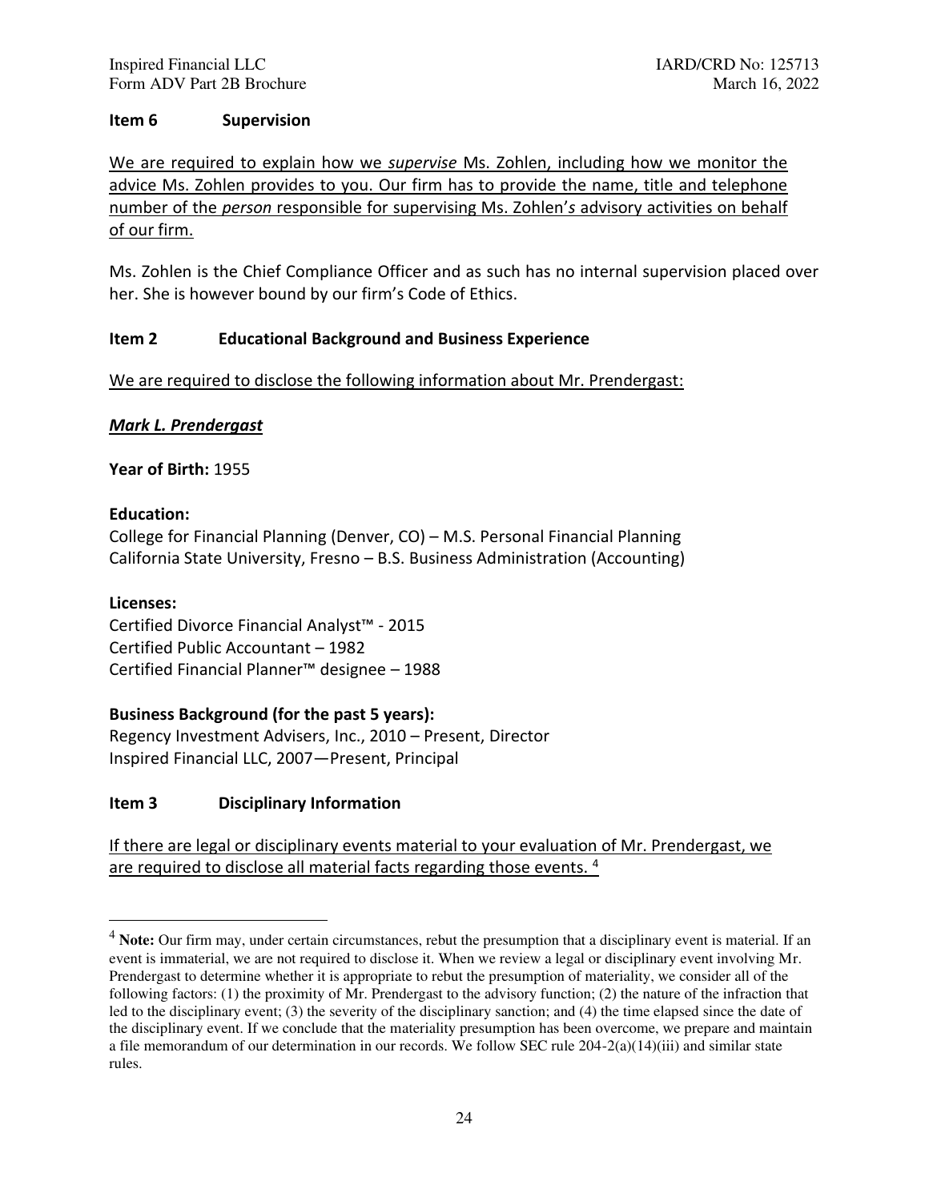### Item 6 Supervision

<u>We are required to explain how we *supervise* Ms. Zohlen, including how we monitor the advice Ms. Zohlen provides to you. Our firm has to provide the name, title and telephone number of the *person* responsible for supervising Ms. Zohlen's advisory activities on behalf of our firm.</u>

Ms. Zohlen is the Chief Compliance Officer and as such has no internal supervision placed over her. She is however bound by our firm's Code of Ethics.

### Item 2 Educational Background and Business Experience

<u>We are required to disclose the following information about Mr. Prendergast:</u>

***<u>Mark L. Prendergast</u>***

**Year of Birth:** 1955

**Education:**
College for Financial Planning (Denver, CO) – M.S. Personal Financial Planning
California State University, Fresno – B.S. Business Administration (Accounting)

**Licenses:**
Certified Divorce Financial Analyst™ - 2015
Certified Public Accountant – 1982
Certified Financial Planner™ designee – 1988

**Business Background (for the past 5 years):**
Regency Investment Advisers, Inc., 2010 – Present, Director
Inspired Financial LLC, 2007—Present, Principal

### Item 3 Disciplinary Information

<u>If there are legal or disciplinary events material to your evaluation of Mr. Prendergast, we are required to disclose all material facts regarding those events.</u> [4]

---

[4] **Note:** Our firm may, under certain circumstances, rebut the presumption that a disciplinary event is material. If an event is immaterial, we are not required to disclose it. When we review a legal or disciplinary event involving Mr. Prendergast to determine whether it is appropriate to rebut the presumption of materiality, we consider all of the following factors: (1) the proximity of Mr. Prendergast to the advisory function; (2) the nature of the infraction that led to the disciplinary event; (3) the severity of the disciplinary sanction; and (4) the time elapsed since the date of the disciplinary event. If we conclude that the materiality presumption has been overcome, we prepare and maintain a file memorandum of our determination in our records. We follow SEC rule 204-2(a)(14)(iii) and similar state rules.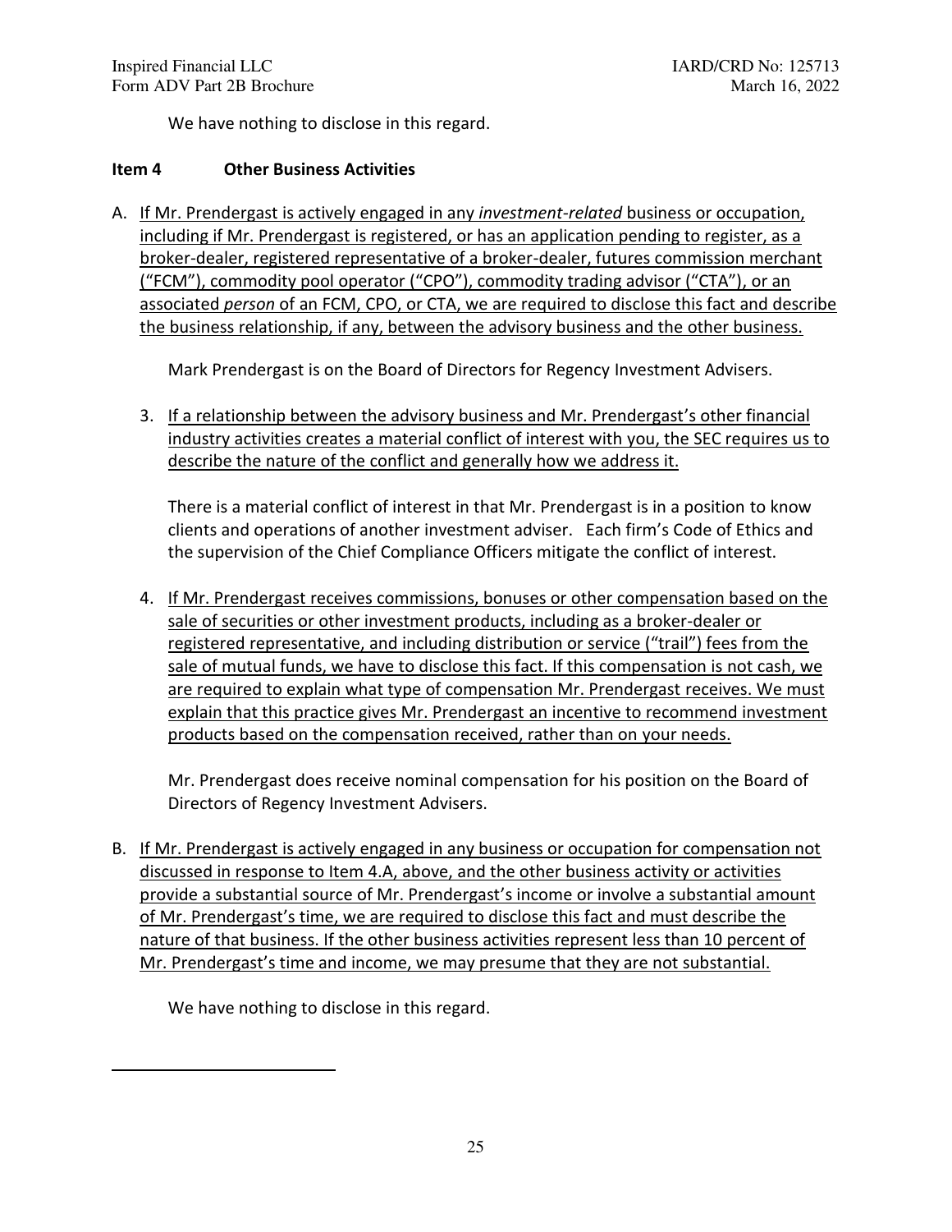We have nothing to disclose in this regard.

**Item 4 Other Business Activities**

A. <u>If Mr. Prendergast is actively engaged in any *investment-related* business or occupation, including if Mr. Prendergast is registered, or has an application pending to register, as a broker-dealer, registered representative of a broker-dealer, futures commission merchant ("FCM"), commodity pool operator ("CPO"), commodity trading advisor ("CTA"), or an associated *person* of an FCM, CPO, or CTA, we are required to disclose this fact and describe the business relationship, if any, between the advisory business and the other business.</u>

   Mark Prendergast is on the Board of Directors for Regency Investment Advisers.

   3. <u>If a relationship between the advisory business and Mr. Prendergast's other financial industry activities creates a material conflict of interest with you, the SEC requires us to describe the nature of the conflict and generally how we address it.</u>

      There is a material conflict of interest in that Mr. Prendergast is in a position to know clients and operations of another investment adviser. Each firm's Code of Ethics and the supervision of the Chief Compliance Officers mitigate the conflict of interest.

   4. <u>If Mr. Prendergast receives commissions, bonuses or other compensation based on the sale of securities or other investment products, including as a broker-dealer or registered representative, and including distribution or service ("trail") fees from the sale of mutual funds, we have to disclose this fact. If this compensation is not cash, we are required to explain what type of compensation Mr. Prendergast receives. We must explain that this practice gives Mr. Prendergast an incentive to recommend investment products based on the compensation received, rather than on your needs.</u>

      Mr. Prendergast does receive nominal compensation for his position on the Board of Directors of Regency Investment Advisers.

B. <u>If Mr. Prendergast is actively engaged in any business or occupation for compensation not discussed in response to Item 4.A, above, and the other business activity or activities provide a substantial source of Mr. Prendergast's income or involve a substantial amount of Mr. Prendergast's time, we are required to disclose this fact and must describe the nature of that business. If the other business activities represent less than 10 percent of Mr. Prendergast's time and income, we may presume that they are not substantial.</u>

   We have nothing to disclose in this regard.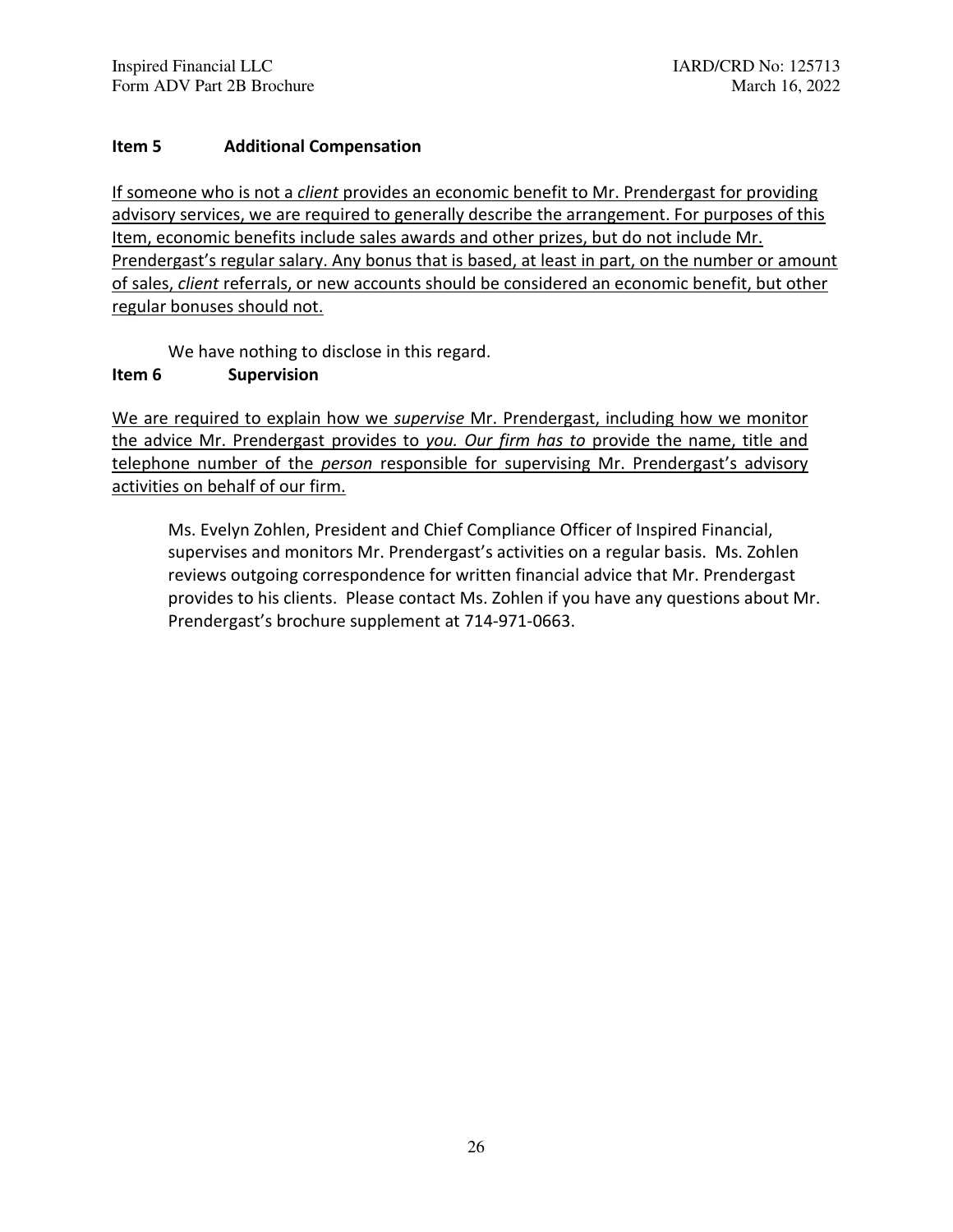## Item 5 Additional Compensation

If someone who is not a *client* provides an economic benefit to Mr. Prendergast for providing advisory services, we are required to generally describe the arrangement. For purposes of this Item, economic benefits include sales awards and other prizes, but do not include Mr. Prendergast's regular salary. Any bonus that is based, at least in part, on the number or amount of sales, *client* referrals, or new accounts should be considered an economic benefit, but other regular bonuses should not.

We have nothing to disclose in this regard.

## Item 6 Supervision

We are required to explain how we *supervise* Mr. Prendergast, including how we monitor the advice Mr. Prendergast provides to *you. Our firm has to* provide the name, title and telephone number of the *person* responsible for supervising Mr. Prendergast's advisory activities on behalf of our firm.

Ms. Evelyn Zohlen, President and Chief Compliance Officer of Inspired Financial, supervises and monitors Mr. Prendergast's activities on a regular basis. Ms. Zohlen reviews outgoing correspondence for written financial advice that Mr. Prendergast provides to his clients. Please contact Ms. Zohlen if you have any questions about Mr. Prendergast's brochure supplement at 714-971-0663.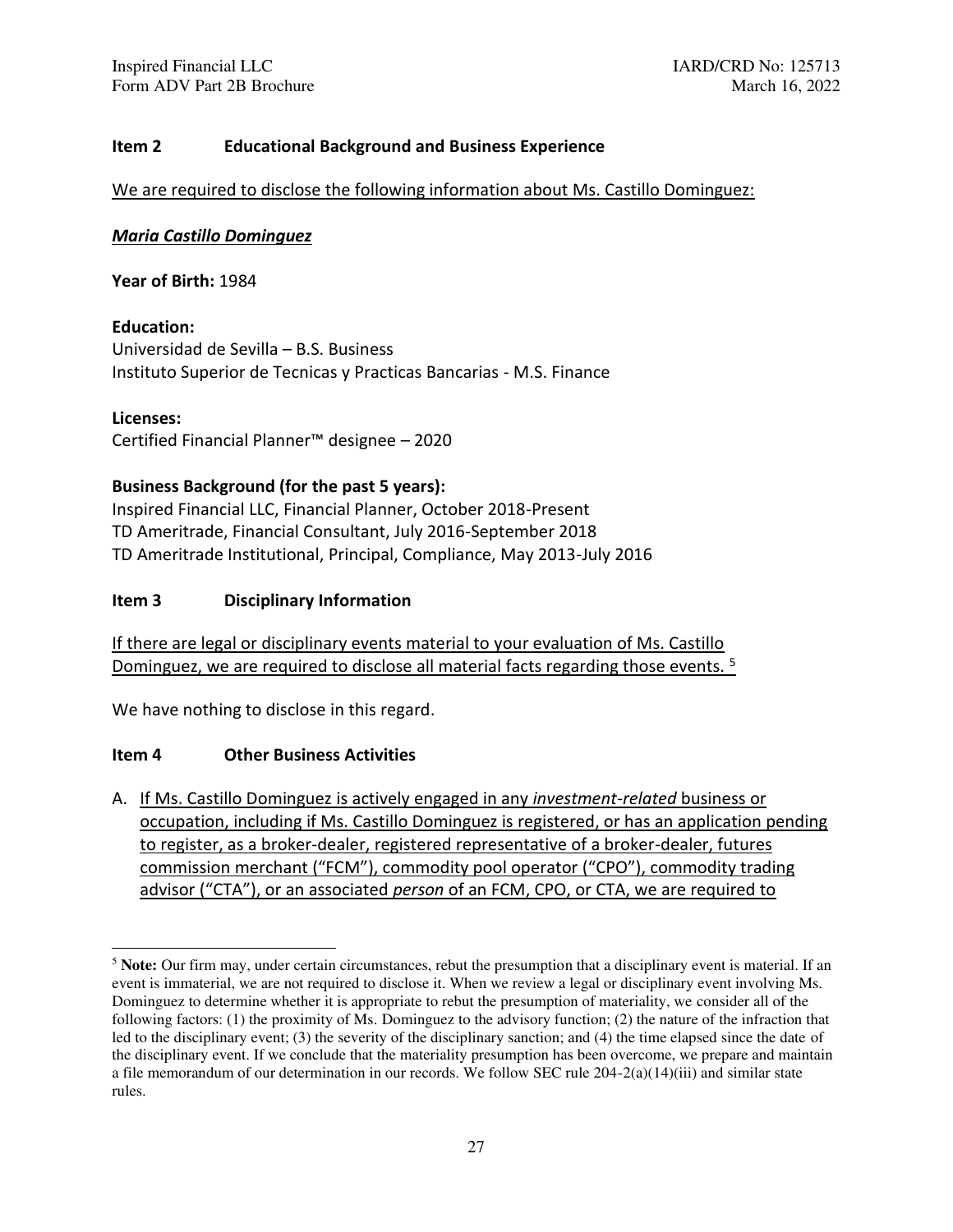## Item 2 Educational Background and Business Experience

We are required to disclose the following information about Ms. Castillo Dominguez:

***Maria Castillo Dominguez***

**Year of Birth:** 1984

**Education:**
Universidad de Sevilla – B.S. Business
Instituto Superior de Tecnicas y Practicas Bancarias - M.S. Finance

**Licenses:**
Certified Financial Planner™ designee – 2020

**Business Background (for the past 5 years):**
Inspired Financial LLC, Financial Planner, October 2018-Present
TD Ameritrade, Financial Consultant, July 2016-September 2018
TD Ameritrade Institutional, Principal, Compliance, May 2013-July 2016

## Item 3 Disciplinary Information

If there are legal or disciplinary events material to your evaluation of Ms. Castillo Dominguez, we are required to disclose all material facts regarding those events. [5]

We have nothing to disclose in this regard.

## Item 4 Other Business Activities

A. If Ms. Castillo Dominguez is actively engaged in any *investment-related* business or occupation, including if Ms. Castillo Dominguez is registered, or has an application pending to register, as a broker-dealer, registered representative of a broker-dealer, futures commission merchant ("FCM"), commodity pool operator ("CPO"), commodity trading advisor ("CTA"), or an associated *person* of an FCM, CPO, or CTA, we are required to

---

[5] **Note:** Our firm may, under certain circumstances, rebut the presumption that a disciplinary event is material. If an event is immaterial, we are not required to disclose it. When we review a legal or disciplinary event involving Ms. Dominguez to determine whether it is appropriate to rebut the presumption of materiality, we consider all of the following factors: (1) the proximity of Ms. Dominguez to the advisory function; (2) the nature of the infraction that led to the disciplinary event; (3) the severity of the disciplinary sanction; and (4) the time elapsed since the date of the disciplinary event. If we conclude that the materiality presumption has been overcome, we prepare and maintain a file memorandum of our determination in our records. We follow SEC rule 204-2(a)(14)(iii) and similar state rules.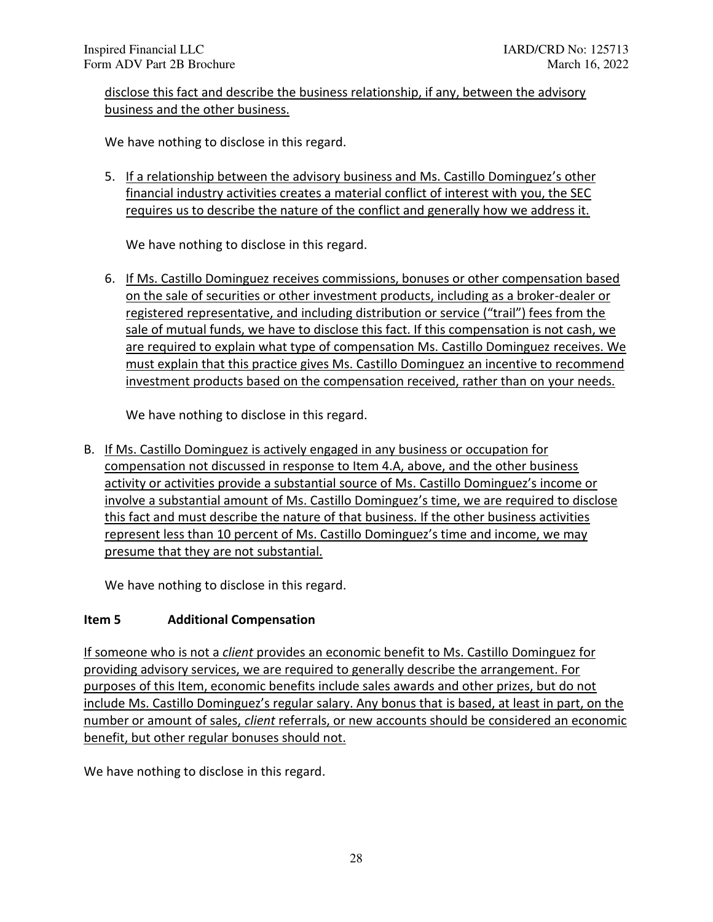<u>disclose this fact and describe the business relationship, if any, between the advisory business and the other business.</u>

We have nothing to disclose in this regard.

5. <u>If a relationship between the advisory business and Ms. Castillo Dominguez's other financial industry activities creates a material conflict of interest with you, the SEC requires us to describe the nature of the conflict and generally how we address it.</u>

   We have nothing to disclose in this regard.

6. <u>If Ms. Castillo Dominguez receives commissions, bonuses or other compensation based on the sale of securities or other investment products, including as a broker-dealer or registered representative, and including distribution or service ("trail") fees from the sale of mutual funds, we have to disclose this fact. If this compensation is not cash, we are required to explain what type of compensation Ms. Castillo Dominguez receives. We must explain that this practice gives Ms. Castillo Dominguez an incentive to recommend investment products based on the compensation received, rather than on your needs.</u>

   We have nothing to disclose in this regard.

B. <u>If Ms. Castillo Dominguez is actively engaged in any business or occupation for compensation not discussed in response to Item 4.A, above, and the other business activity or activities provide a substantial source of Ms. Castillo Dominguez's income or involve a substantial amount of Ms. Castillo Dominguez's time, we are required to disclose this fact and must describe the nature of that business. If the other business activities represent less than 10 percent of Ms. Castillo Dominguez's time and income, we may presume that they are not substantial.</u>

   We have nothing to disclose in this regard.

## Item 5 Additional Compensation

<u>If someone who is not a *client* provides an economic benefit to Ms. Castillo Dominguez for providing advisory services, we are required to generally describe the arrangement. For purposes of this Item, economic benefits include sales awards and other prizes, but do not include Ms. Castillo Dominguez's regular salary. Any bonus that is based, at least in part, on the number or amount of sales, *client* referrals, or new accounts should be considered an economic benefit, but other regular bonuses should not.</u>

We have nothing to disclose in this regard.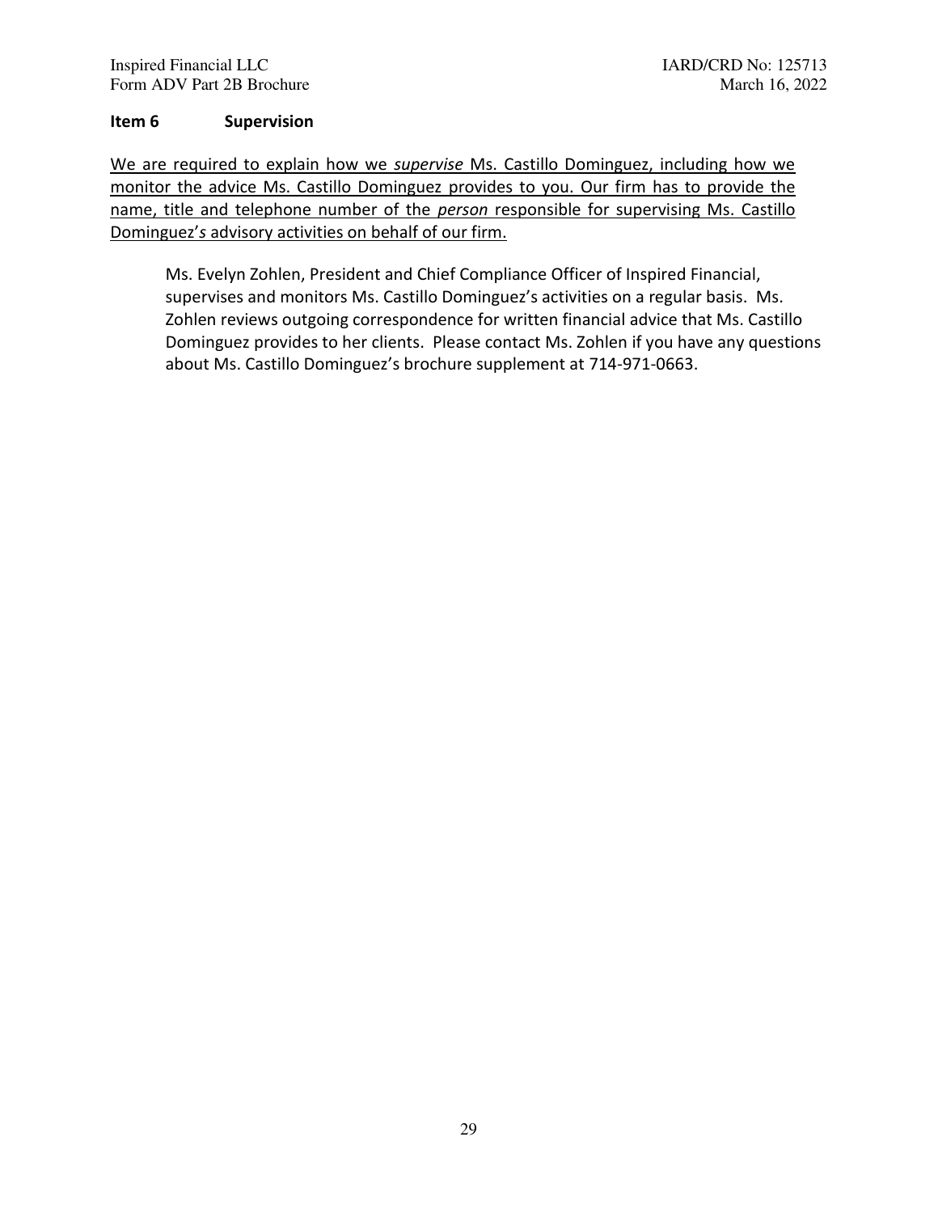## Item 6 Supervision

We are required to explain how we *supervise* Ms. Castillo Dominguez, including how we monitor the advice Ms. Castillo Dominguez provides to you. Our firm has to provide the name, title and telephone number of the *person* responsible for supervising Ms. Castillo Dominguez'*s* advisory activities on behalf of our firm.

> Ms. Evelyn Zohlen, President and Chief Compliance Officer of Inspired Financial, supervises and monitors Ms. Castillo Dominguez's activities on a regular basis. Ms. Zohlen reviews outgoing correspondence for written financial advice that Ms. Castillo Dominguez provides to her clients. Please contact Ms. Zohlen if you have any questions about Ms. Castillo Dominguez's brochure supplement at 714-971-0663.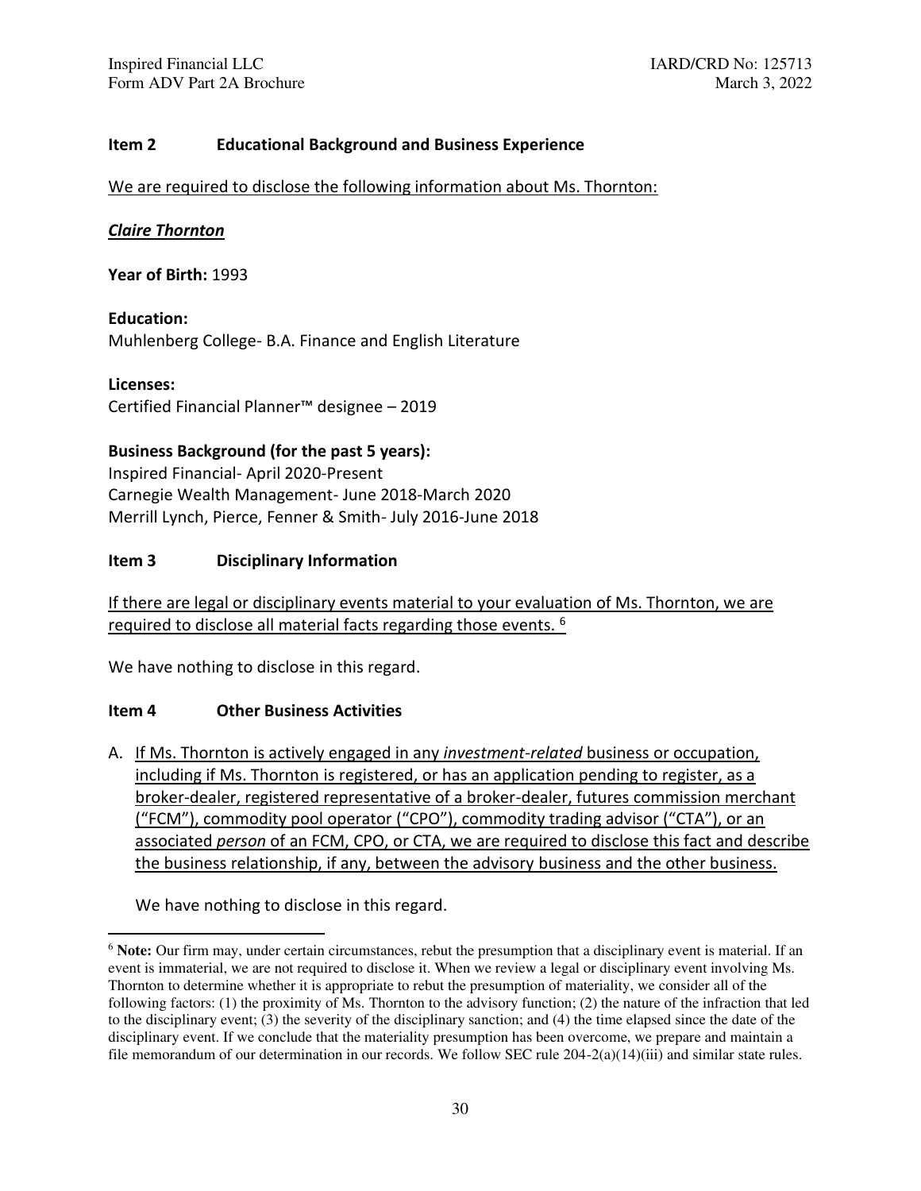## Item 2 Educational Background and Business Experience

We are required to disclose the following information about Ms. Thornton:

***Claire Thornton***

**Year of Birth:** 1993

**Education:**
Muhlenberg College- B.A. Finance and English Literature

**Licenses:**
Certified Financial Planner™ designee – 2019

**Business Background (for the past 5 years):**
Inspired Financial- April 2020-Present
Carnegie Wealth Management- June 2018-March 2020
Merrill Lynch, Pierce, Fenner & Smith- July 2016-June 2018

## Item 3 Disciplinary Information

If there are legal or disciplinary events material to your evaluation of Ms. Thornton, we are required to disclose all material facts regarding those events. [6]

We have nothing to disclose in this regard.

## Item 4 Other Business Activities

A. If Ms. Thornton is actively engaged in any *investment-related* business or occupation, including if Ms. Thornton is registered, or has an application pending to register, as a broker-dealer, registered representative of a broker-dealer, futures commission merchant ("FCM"), commodity pool operator ("CPO"), commodity trading advisor ("CTA"), or an associated *person* of an FCM, CPO, or CTA, we are required to disclose this fact and describe the business relationship, if any, between the advisory business and the other business.

   We have nothing to disclose in this regard.

---

[6] **Note:** Our firm may, under certain circumstances, rebut the presumption that a disciplinary event is material. If an event is immaterial, we are not required to disclose it. When we review a legal or disciplinary event involving Ms. Thornton to determine whether it is appropriate to rebut the presumption of materiality, we consider all of the following factors: (1) the proximity of Ms. Thornton to the advisory function; (2) the nature of the infraction that led to the disciplinary event; (3) the severity of the disciplinary sanction; and (4) the time elapsed since the date of the disciplinary event. If we conclude that the materiality presumption has been overcome, we prepare and maintain a file memorandum of our determination in our records. We follow SEC rule 204-2(a)(14)(iii) and similar state rules.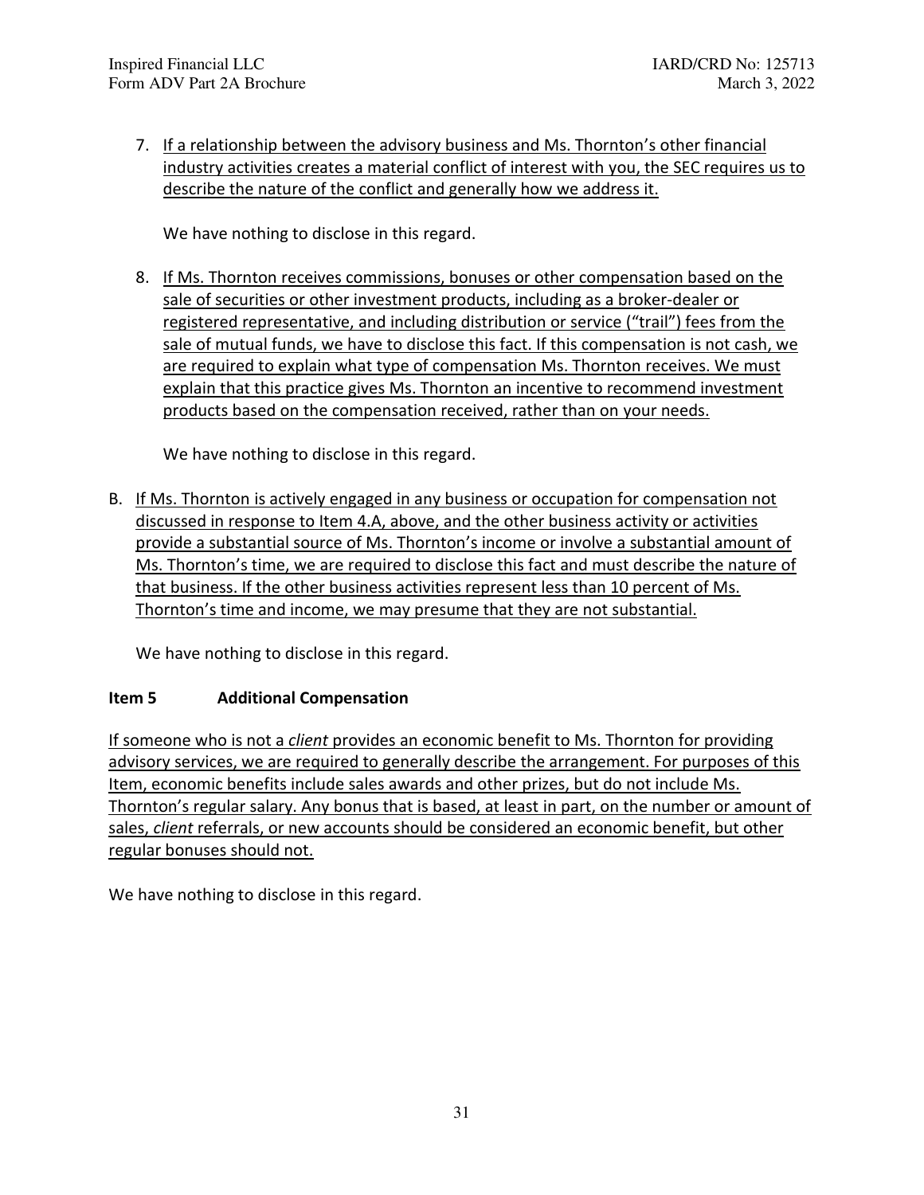7. <u>If a relationship between the advisory business and Ms. Thornton's other financial industry activities creates a material conflict of interest with you, the SEC requires us to describe the nature of the conflict and generally how we address it.</u>

   We have nothing to disclose in this regard.

8. <u>If Ms. Thornton receives commissions, bonuses or other compensation based on the sale of securities or other investment products, including as a broker-dealer or registered representative, and including distribution or service ("trail") fees from the sale of mutual funds, we have to disclose this fact. If this compensation is not cash, we are required to explain what type of compensation Ms. Thornton receives. We must explain that this practice gives Ms. Thornton an incentive to recommend investment products based on the compensation received, rather than on your needs.</u>

   We have nothing to disclose in this regard.

B. <u>If Ms. Thornton is actively engaged in any business or occupation for compensation not discussed in response to Item 4.A, above, and the other business activity or activities provide a substantial source of Ms. Thornton's income or involve a substantial amount of Ms. Thornton's time, we are required to disclose this fact and must describe the nature of that business. If the other business activities represent less than 10 percent of Ms. Thornton's time and income, we may presume that they are not substantial.</u>

   We have nothing to disclose in this regard.

### Item 5 Additional Compensation

<u>If someone who is not a *client* provides an economic benefit to Ms. Thornton for providing advisory services, we are required to generally describe the arrangement. For purposes of this Item, economic benefits include sales awards and other prizes, but do not include Ms. Thornton's regular salary. Any bonus that is based, at least in part, on the number or amount of sales, *client* referrals, or new accounts should be considered an economic benefit, but other regular bonuses should not.</u>

We have nothing to disclose in this regard.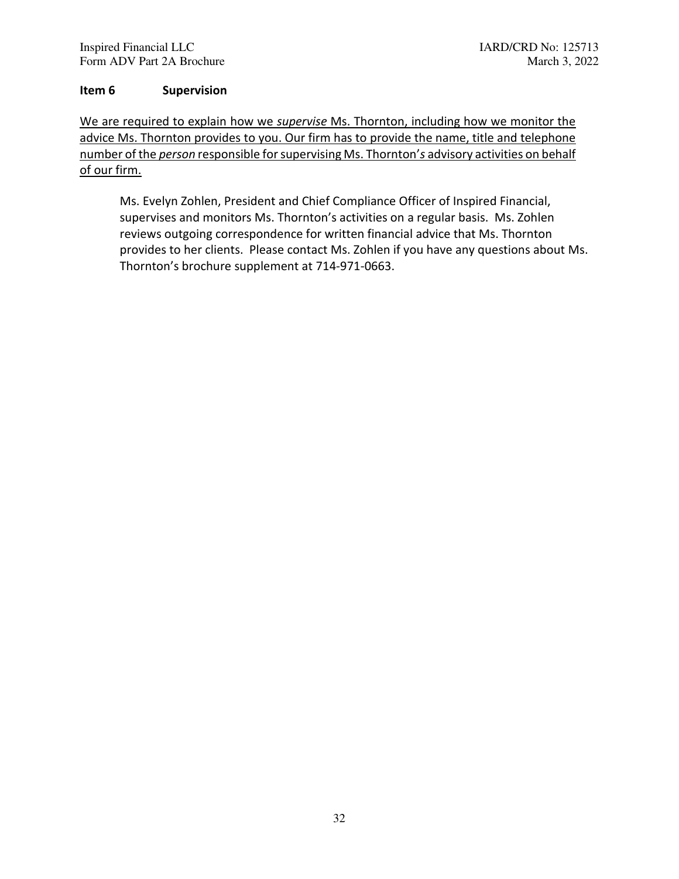## Item 6 Supervision

<u>We are required to explain how we *supervise* Ms. Thornton, including how we monitor the advice Ms. Thornton provides to you. Our firm has to provide the name, title and telephone number of the *person* responsible for supervising Ms. Thornton'*s* advisory activities on behalf of our firm.</u>

> Ms. Evelyn Zohlen, President and Chief Compliance Officer of Inspired Financial, supervises and monitors Ms. Thornton's activities on a regular basis. Ms. Zohlen reviews outgoing correspondence for written financial advice that Ms. Thornton provides to her clients. Please contact Ms. Zohlen if you have any questions about Ms. Thornton's brochure supplement at 714-971-0663.